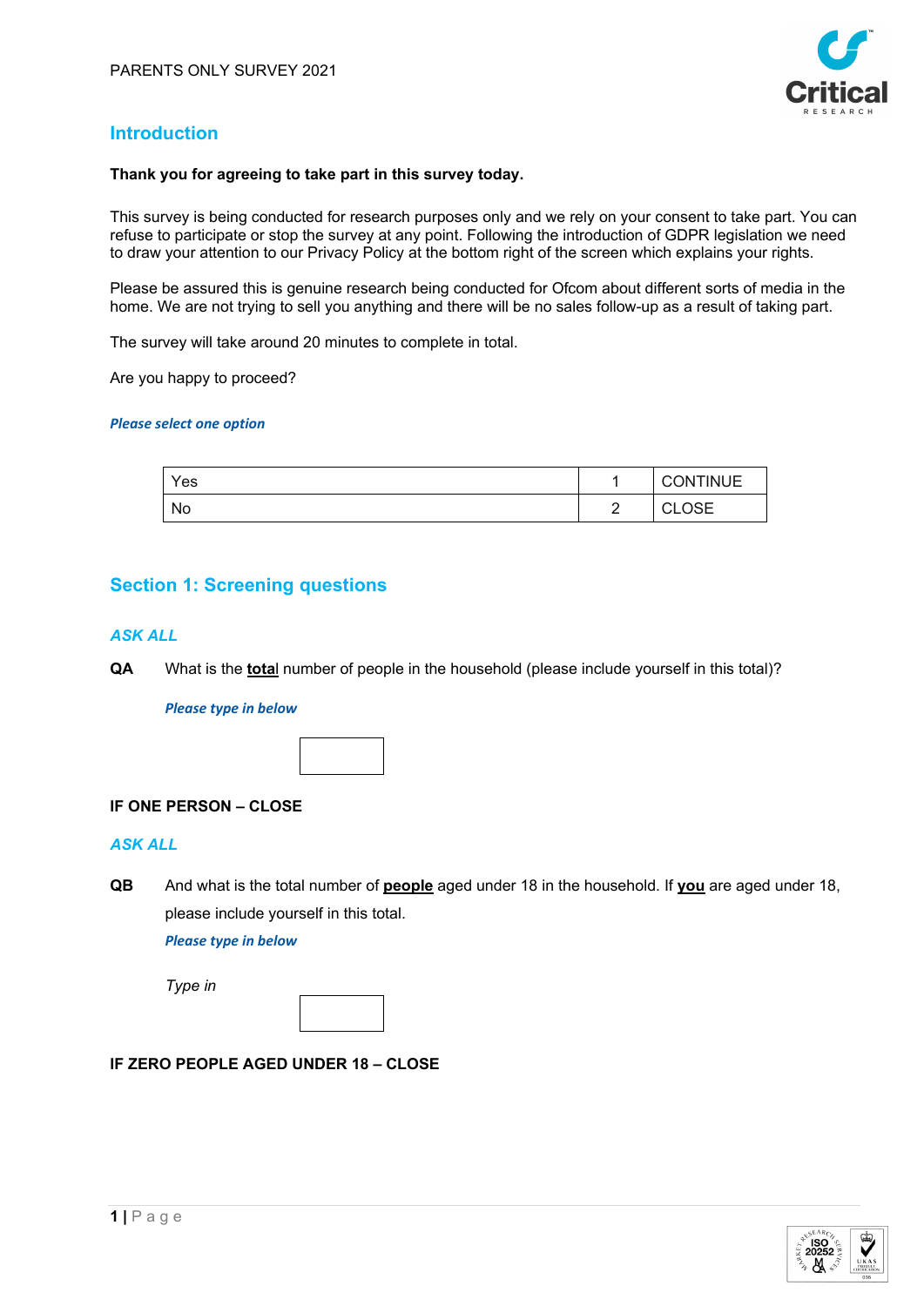PARENTS ONLY SURVEY 2021

## Introduction

**Thank you for agreeing to take part in this survey today.**

This survey is being conducted for research purposes only and we rely on your consent to take part. You can refuse to participate or stop the survey at any point. Following the introduction of GDPR legislation we need to draw your attention to our Privacy Policy at the bottom right of the screen which explains your rights.

Please be assured this is genuine research being conducted for Ofcom about different sorts of media in the home. We are not trying to sell you anything and there will be no sales follow-up as a result of taking part.

The survey will take around 20 minutes to complete in total.

Are you happy to proceed?

***Please select one option***

| | | |
|---|---|---|
| Yes | 1 | CONTINUE |
| No | 2 | CLOSE |

## Section 1: Screening questions

*ASK ALL*

**QA** What is the **total** number of people in the household (please include yourself in this total)?

***Please type in below***

[ ]

**IF ONE PERSON – CLOSE**

*ASK ALL*

**QB** And what is the total number of **people** aged under 18 in the household. If **you** are aged under 18, please include yourself in this total.

***Please type in below***

*Type in* [ ]

**IF ZERO PEOPLE AGED UNDER 18 – CLOSE**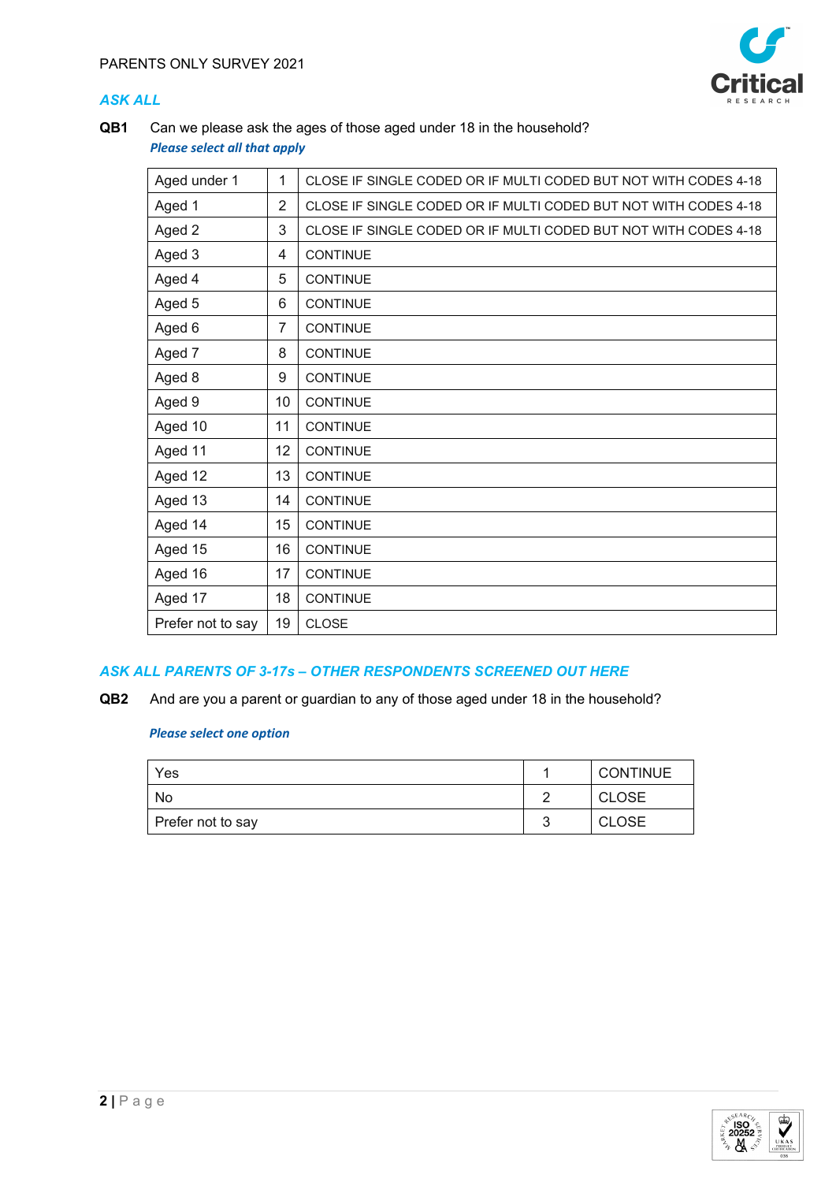ASK ALL

**QB1** Can we please ask the ages of those aged under 18 in the household?

*Please select all that apply*

| Aged under 1 | 1 | CLOSE IF SINGLE CODED OR IF MULTI CODED BUT NOT WITH CODES 4-18 |
|---|---|---|
| Aged 1 | 2 | CLOSE IF SINGLE CODED OR IF MULTI CODED BUT NOT WITH CODES 4-18 |
| Aged 2 | 3 | CLOSE IF SINGLE CODED OR IF MULTI CODED BUT NOT WITH CODES 4-18 |
| Aged 3 | 4 | CONTINUE |
| Aged 4 | 5 | CONTINUE |
| Aged 5 | 6 | CONTINUE |
| Aged 6 | 7 | CONTINUE |
| Aged 7 | 8 | CONTINUE |
| Aged 8 | 9 | CONTINUE |
| Aged 9 | 10 | CONTINUE |
| Aged 10 | 11 | CONTINUE |
| Aged 11 | 12 | CONTINUE |
| Aged 12 | 13 | CONTINUE |
| Aged 13 | 14 | CONTINUE |
| Aged 14 | 15 | CONTINUE |
| Aged 15 | 16 | CONTINUE |
| Aged 16 | 17 | CONTINUE |
| Aged 17 | 18 | CONTINUE |
| Prefer not to say | 19 | CLOSE |

ASK ALL PARENTS OF 3-17s – OTHER RESPONDENTS SCREENED OUT HERE

**QB2** And are you a parent or guardian to any of those aged under 18 in the household?

*Please select one option*

| Yes | 1 | CONTINUE |
|---|---|---|
| No | 2 | CLOSE |
| Prefer not to say | 3 | CLOSE |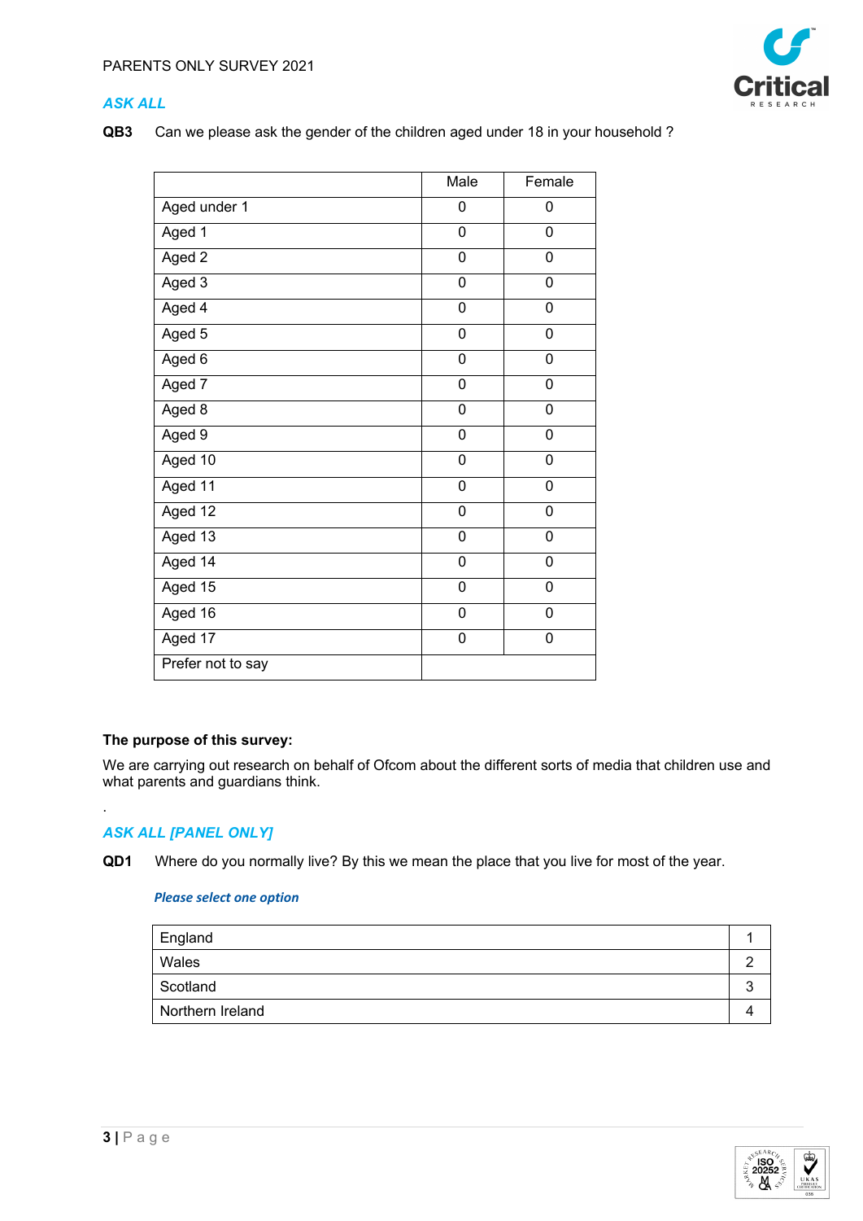PARENTS ONLY SURVEY 2021

*ASK ALL*

**QB3** Can we please ask the gender of the children aged under 18 in your household ?

| | Male | Female |
|---|---|---|
| Aged under 1 | 0 | 0 |
| Aged 1 | 0 | 0 |
| Aged 2 | 0 | 0 |
| Aged 3 | 0 | 0 |
| Aged 4 | 0 | 0 |
| Aged 5 | 0 | 0 |
| Aged 6 | 0 | 0 |
| Aged 7 | 0 | 0 |
| Aged 8 | 0 | 0 |
| Aged 9 | 0 | 0 |
| Aged 10 | 0 | 0 |
| Aged 11 | 0 | 0 |
| Aged 12 | 0 | 0 |
| Aged 13 | 0 | 0 |
| Aged 14 | 0 | 0 |
| Aged 15 | 0 | 0 |
| Aged 16 | 0 | 0 |
| Aged 17 | 0 | 0 |
| Prefer not to say | | |

**The purpose of this survey:**

We are carrying out research on behalf of Ofcom about the different sorts of media that children use and what parents and guardians think.

.

*ASK ALL [PANEL ONLY]*

**QD1** Where do you normally live? By this we mean the place that you live for most of the year.

*Please select one option*

| | |
|---|---|
| England | 1 |
| Wales | 2 |
| Scotland | 3 |
| Northern Ireland | 4 |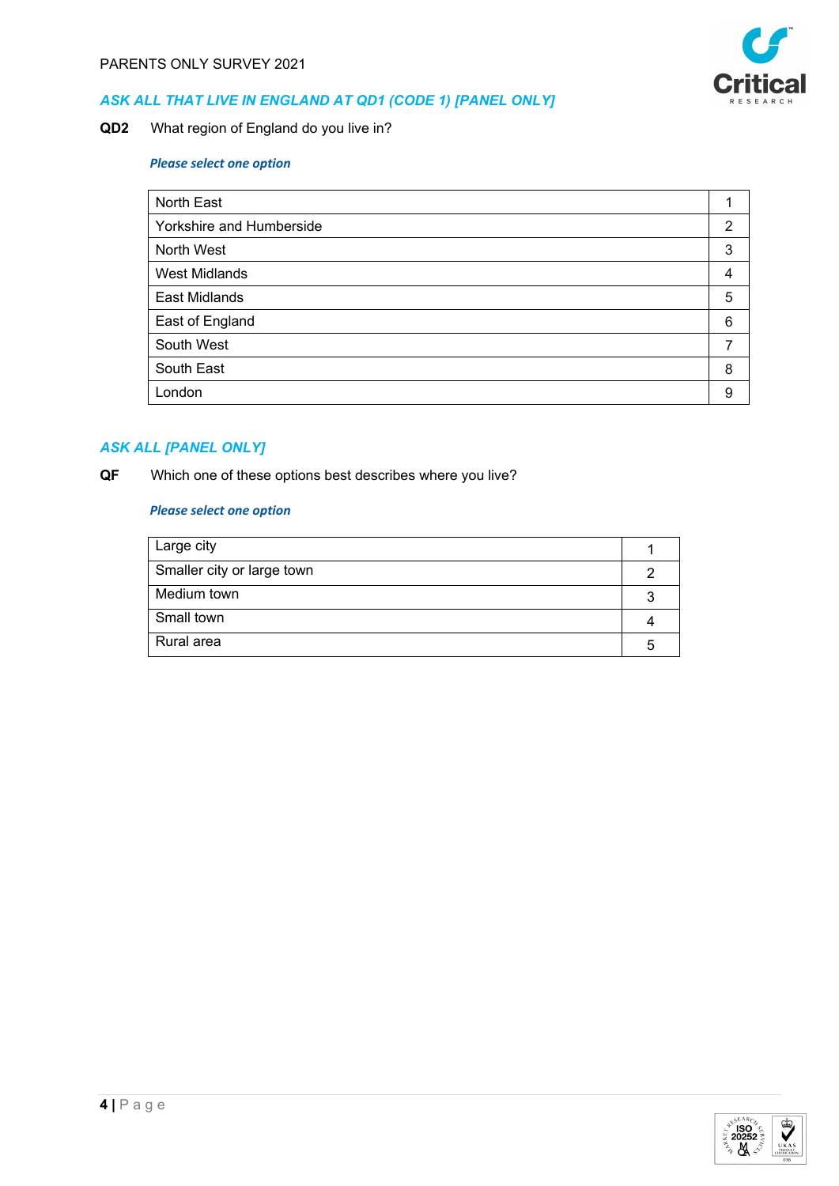*ASK ALL THAT LIVE IN ENGLAND AT QD1 (CODE 1) [PANEL ONLY]*

**QD2** What region of England do you live in?

***Please select one option***

| | |
|---|---|
| North East | 1 |
| Yorkshire and Humberside | 2 |
| North West | 3 |
| West Midlands | 4 |
| East Midlands | 5 |
| East of England | 6 |
| South West | 7 |
| South East | 8 |
| London | 9 |

*ASK ALL [PANEL ONLY]*

**QF** Which one of these options best describes where you live?

***Please select one option***

| | |
|---|---|
| Large city | 1 |
| Smaller city or large town | 2 |
| Medium town | 3 |
| Small town | 4 |
| Rural area | 5 |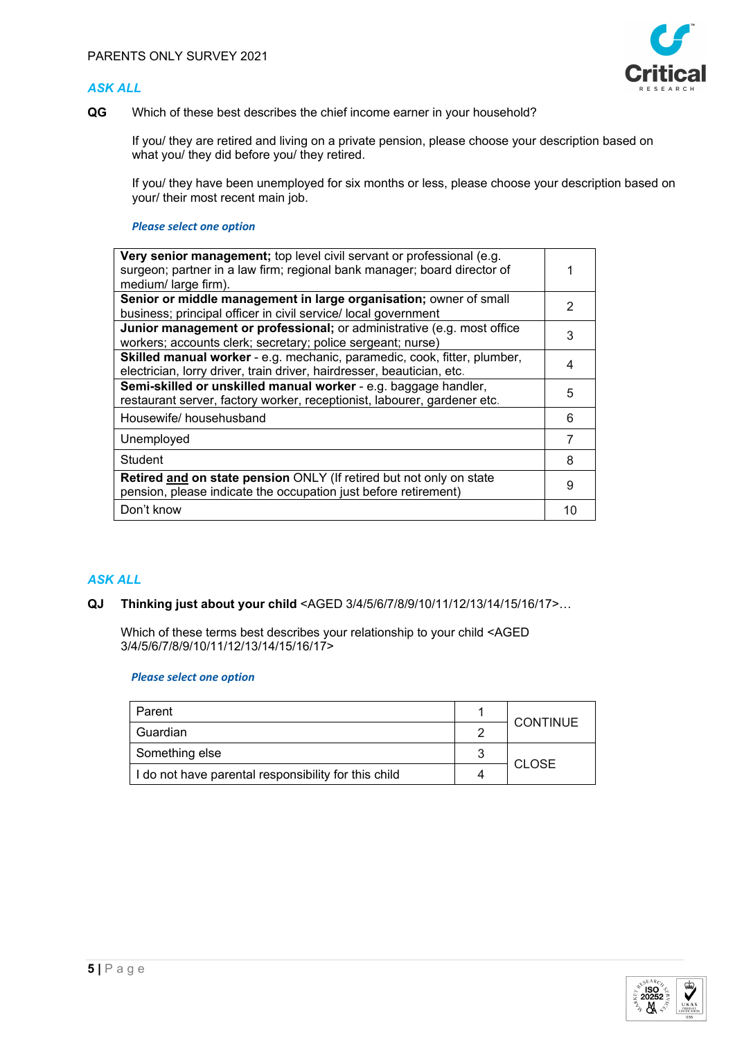*ASK ALL*

**QG** Which of these best describes the chief income earner in your household?

If you/ they are retired and living on a private pension, please choose your description based on what you/ they did before you/ they retired.

If you/ they have been unemployed for six months or less, please choose your description based on your/ their most recent main job.

***Please select one option***

| | |
|---|---|
| **Very senior management;** top level civil servant or professional (e.g. surgeon; partner in a law firm; regional bank manager; board director of medium/ large firm). | 1 |
| **Senior or middle management in large organisation;** owner of small business; principal officer in civil service/ local government | 2 |
| **Junior management or professional;** or administrative (e.g. most office workers; accounts clerk; secretary; police sergeant; nurse) | 3 |
| **Skilled manual worker** - e.g. mechanic, paramedic, cook, fitter, plumber, electrician, lorry driver, train driver, hairdresser, beautician, etc. | 4 |
| **Semi-skilled or unskilled manual worker** - e.g. baggage handler, restaurant server, factory worker, receptionist, labourer, gardener etc. | 5 |
| Housewife/ househusband | 6 |
| Unemployed | 7 |
| Student | 8 |
| **Retired and on state pension** ONLY (If retired but not only on state pension, please indicate the occupation just before retirement) | 9 |
| Don't know | 10 |

*ASK ALL*

**QJ** **Thinking just about your child** <AGED 3/4/5/6/7/8/9/10/11/12/13/14/15/16/17>…

Which of these terms best describes your relationship to your child <AGED 3/4/5/6/7/8/9/10/11/12/13/14/15/16/17>

***Please select one option***

| | | |
|---|---|---|
| Parent | 1 | CONTINUE |
| Guardian | 2 | |
| Something else | 3 | CLOSE |
| I do not have parental responsibility for this child | 4 | |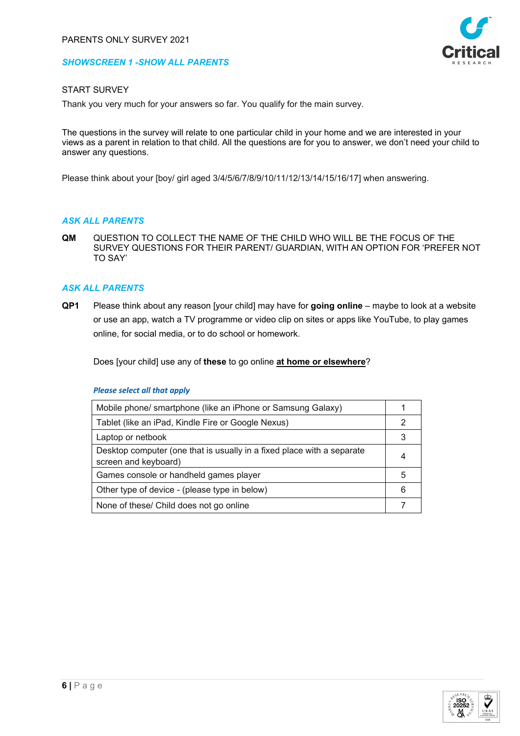PARENTS ONLY SURVEY 2021

***SHOWSCREEN 1 -SHOW ALL PARENTS***

START SURVEY

Thank you very much for your answers so far. You qualify for the main survey.

The questions in the survey will relate to one particular child in your home and we are interested in your views as a parent in relation to that child. All the questions are for you to answer, we don't need your child to answer any questions.

Please think about your [boy/ girl aged 3/4/5/6/7/8/9/10/11/12/13/14/15/16/17] when answering.

***ASK ALL PARENTS***

**QM** QUESTION TO COLLECT THE NAME OF THE CHILD WHO WILL BE THE FOCUS OF THE SURVEY QUESTIONS FOR THEIR PARENT/ GUARDIAN, WITH AN OPTION FOR 'PREFER NOT TO SAY'

***ASK ALL PARENTS***

**QP1** Please think about any reason [your child] may have for **going online** – maybe to look at a website or use an app, watch a TV programme or video clip on sites or apps like YouTube, to play games online, for social media, or to do school or homework.

Does [your child] use any of **these** to go online **at home or elsewhere**?

***Please select all that apply***

| | |
|---|---|
| Mobile phone/ smartphone (like an iPhone or Samsung Galaxy) | 1 |
| Tablet (like an iPad, Kindle Fire or Google Nexus) | 2 |
| Laptop or netbook | 3 |
| Desktop computer (one that is usually in a fixed place with a separate screen and keyboard) | 4 |
| Games console or handheld games player | 5 |
| Other type of device - (please type in below) | 6 |
| None of these/ Child does not go online | 7 |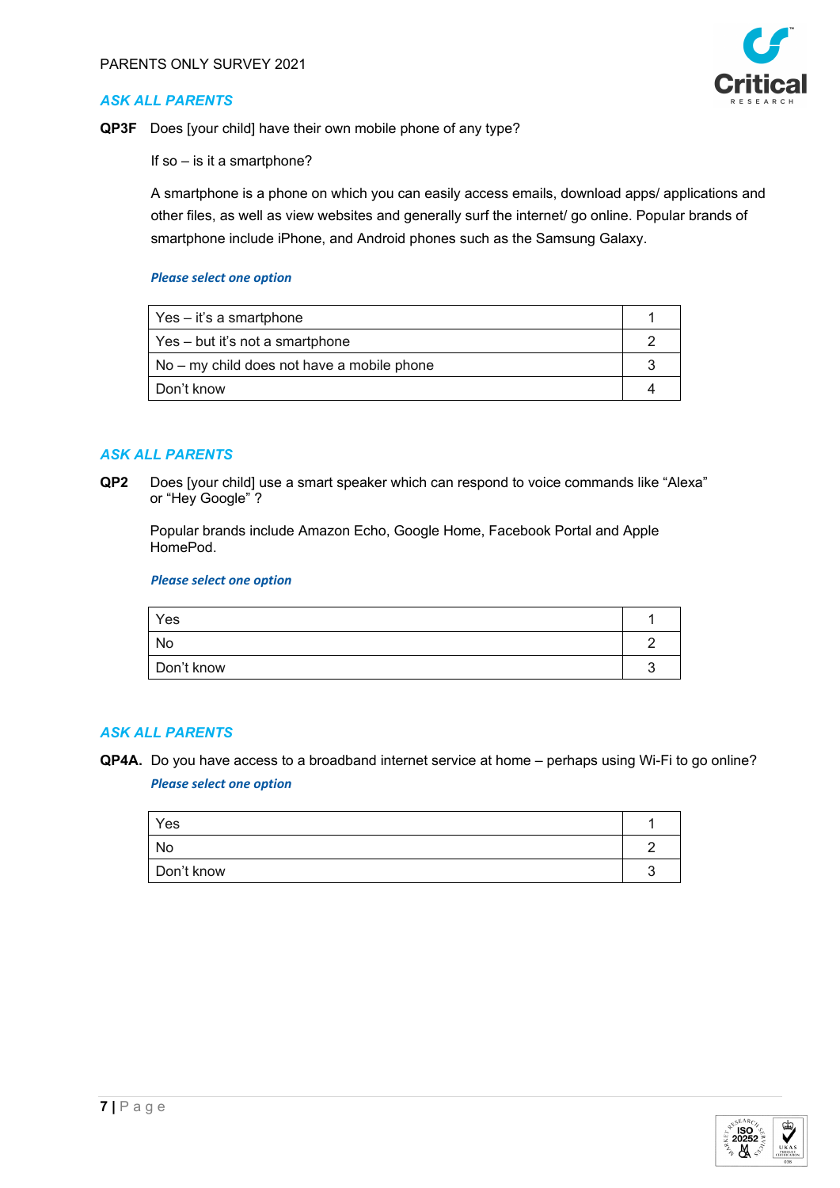*ASK ALL PARENTS*

**QP3F** Does [your child] have their own mobile phone of any type?

If so – is it a smartphone?

A smartphone is a phone on which you can easily access emails, download apps/ applications and other files, as well as view websites and generally surf the internet/ go online. Popular brands of smartphone include iPhone, and Android phones such as the Samsung Galaxy.

***Please select one option***

| | |
|---|---|
| Yes – it's a smartphone | 1 |
| Yes – but it's not a smartphone | 2 |
| No – my child does not have a mobile phone | 3 |
| Don't know | 4 |

*ASK ALL PARENTS*

**QP2** Does [your child] use a smart speaker which can respond to voice commands like "Alexa" or "Hey Google" ?

Popular brands include Amazon Echo, Google Home, Facebook Portal and Apple HomePod.

***Please select one option***

| | |
|---|---|
| Yes | 1 |
| No | 2 |
| Don't know | 3 |

*ASK ALL PARENTS*

**QP4A.** Do you have access to a broadband internet service at home – perhaps using Wi-Fi to go online?

***Please select one option***

| | |
|---|---|
| Yes | 1 |
| No | 2 |
| Don't know | 3 |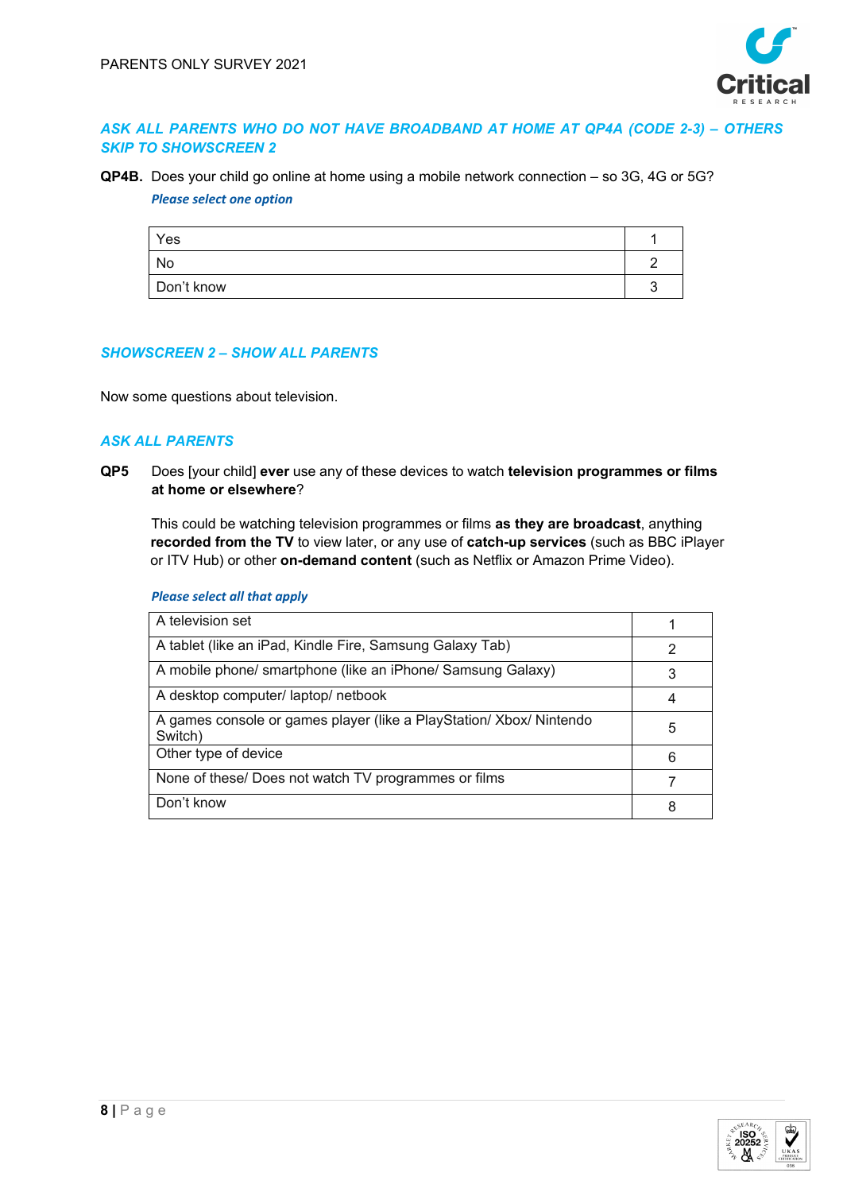***ASK ALL PARENTS WHO DO NOT HAVE BROADBAND AT HOME AT QP4A (CODE 2-3) – OTHERS SKIP TO SHOWSCREEN 2***

**QP4B.** Does your child go online at home using a mobile network connection – so 3G, 4G or 5G?

***Please select one option***

| | |
|---|---|
| Yes | 1 |
| No | 2 |
| Don't know | 3 |

***SHOWSCREEN 2 – SHOW ALL PARENTS***

Now some questions about television.

***ASK ALL PARENTS***

**QP5** Does [your child] **ever** use any of these devices to watch **television programmes or films at home or elsewhere**?

This could be watching television programmes or films **as they are broadcast**, anything **recorded from the TV** to view later, or any use of **catch-up services** (such as BBC iPlayer or ITV Hub) or other **on-demand content** (such as Netflix or Amazon Prime Video).

***Please select all that apply***

| | |
|---|---|
| A television set | 1 |
| A tablet (like an iPad, Kindle Fire, Samsung Galaxy Tab) | 2 |
| A mobile phone/ smartphone (like an iPhone/ Samsung Galaxy) | 3 |
| A desktop computer/ laptop/ netbook | 4 |
| A games console or games player (like a PlayStation/ Xbox/ Nintendo Switch) | 5 |
| Other type of device | 6 |
| None of these/ Does not watch TV programmes or films | 7 |
| Don't know | 8 |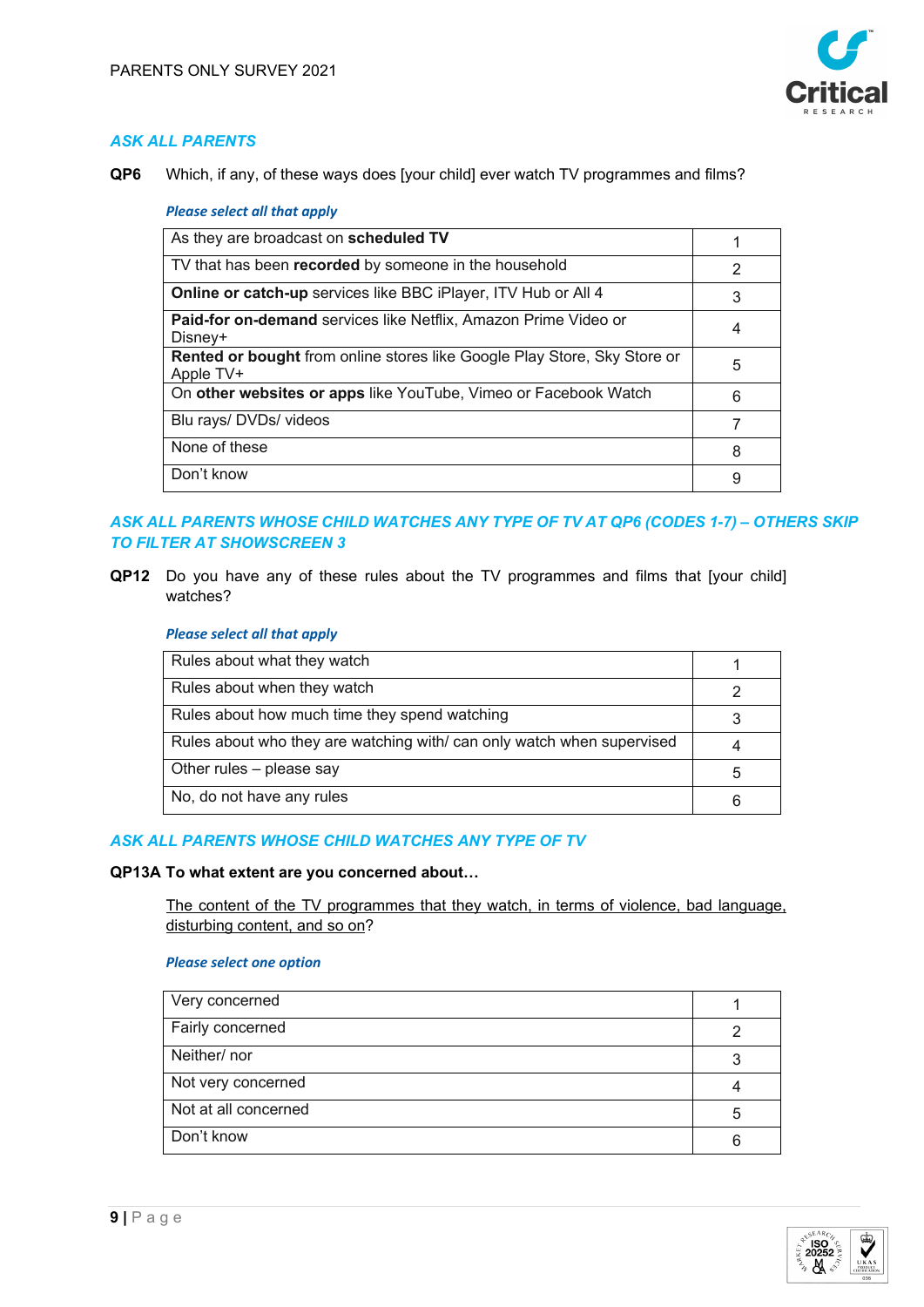*ASK ALL PARENTS*

**QP6** Which, if any, of these ways does [your child] ever watch TV programmes and films?

*Please select all that apply*

| | |
|---|---|
| As they are broadcast on **scheduled TV** | 1 |
| TV that has been **recorded** by someone in the household | 2 |
| **Online or catch-up** services like BBC iPlayer, ITV Hub or All 4 | 3 |
| **Paid-for on-demand** services like Netflix, Amazon Prime Video or Disney+ | 4 |
| **Rented or bought** from online stores like Google Play Store, Sky Store or Apple TV+ | 5 |
| On **other websites or apps** like YouTube, Vimeo or Facebook Watch | 6 |
| Blu rays/ DVDs/ videos | 7 |
| None of these | 8 |
| Don't know | 9 |

*ASK ALL PARENTS WHOSE CHILD WATCHES ANY TYPE OF TV AT QP6 (CODES 1-7) – OTHERS SKIP TO FILTER AT SHOWSCREEN 3*

**QP12** Do you have any of these rules about the TV programmes and films that [your child] watches?

*Please select all that apply*

| | |
|---|---|
| Rules about what they watch | 1 |
| Rules about when they watch | 2 |
| Rules about how much time they spend watching | 3 |
| Rules about who they are watching with/ can only watch when supervised | 4 |
| Other rules – please say | 5 |
| No, do not have any rules | 6 |

*ASK ALL PARENTS WHOSE CHILD WATCHES ANY TYPE OF TV*

**QP13A To what extent are you concerned about…**

The content of the TV programmes that they watch, in terms of violence, bad language, disturbing content, and so on?

*Please select one option*

| | |
|---|---|
| Very concerned | 1 |
| Fairly concerned | 2 |
| Neither/ nor | 3 |
| Not very concerned | 4 |
| Not at all concerned | 5 |
| Don't know | 6 |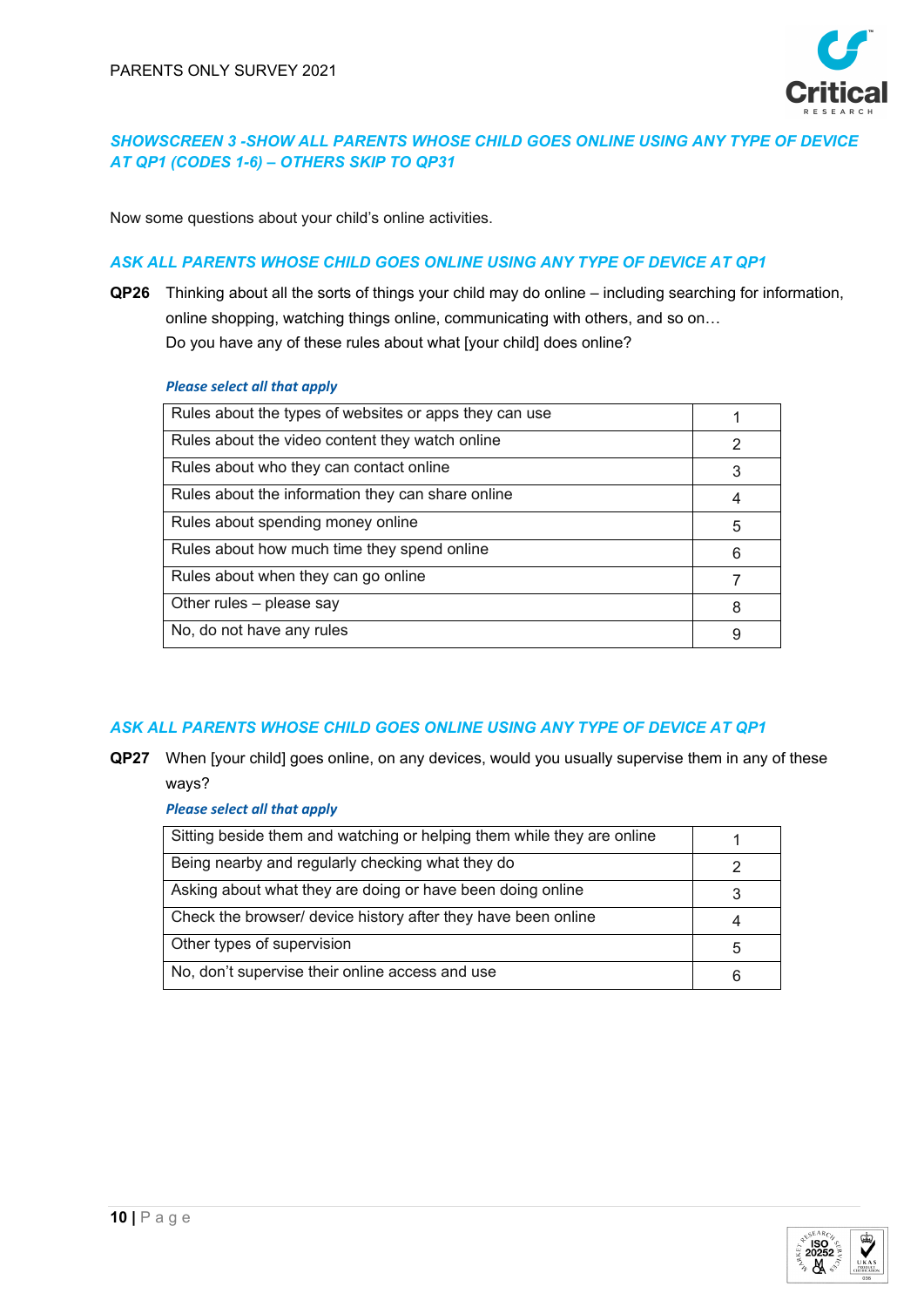*SHOWSCREEN 3 -SHOW ALL PARENTS WHOSE CHILD GOES ONLINE USING ANY TYPE OF DEVICE AT QP1 (CODES 1-6) – OTHERS SKIP TO QP31*

Now some questions about your child's online activities.

*ASK ALL PARENTS WHOSE CHILD GOES ONLINE USING ANY TYPE OF DEVICE AT QP1*

**QP26** Thinking about all the sorts of things your child may do online – including searching for information, online shopping, watching things online, communicating with others, and so on…
Do you have any of these rules about what [your child] does online?

***Please select all that apply***

| | |
|---|---|
| Rules about the types of websites or apps they can use | 1 |
| Rules about the video content they watch online | 2 |
| Rules about who they can contact online | 3 |
| Rules about the information they can share online | 4 |
| Rules about spending money online | 5 |
| Rules about how much time they spend online | 6 |
| Rules about when they can go online | 7 |
| Other rules – please say | 8 |
| No, do not have any rules | 9 |

*ASK ALL PARENTS WHOSE CHILD GOES ONLINE USING ANY TYPE OF DEVICE AT QP1*

**QP27** When [your child] goes online, on any devices, would you usually supervise them in any of these ways?

***Please select all that apply***

| | |
|---|---|
| Sitting beside them and watching or helping them while they are online | 1 |
| Being nearby and regularly checking what they do | 2 |
| Asking about what they are doing or have been doing online | 3 |
| Check the browser/ device history after they have been online | 4 |
| Other types of supervision | 5 |
| No, don't supervise their online access and use | 6 |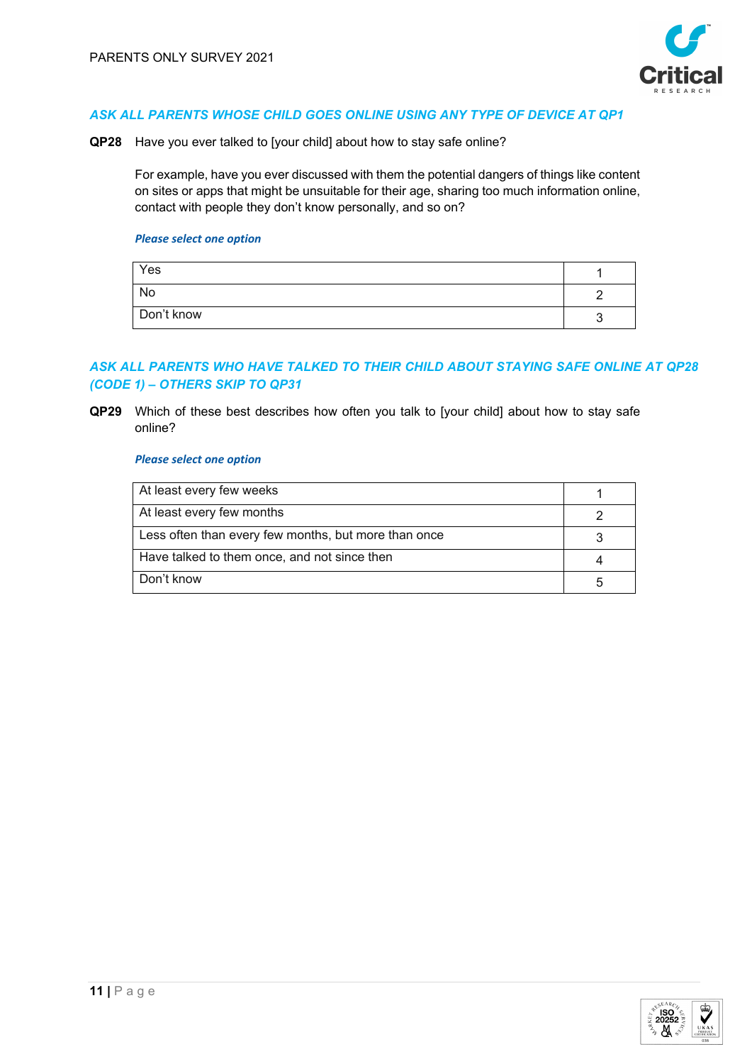*ASK ALL PARENTS WHOSE CHILD GOES ONLINE USING ANY TYPE OF DEVICE AT QP1*

**QP28** Have you ever talked to [your child] about how to stay safe online?

For example, have you ever discussed with them the potential dangers of things like content on sites or apps that might be unsuitable for their age, sharing too much information online, contact with people they don't know personally, and so on?

*Please select one option*

| | |
|---|---|
| Yes | 1 |
| No | 2 |
| Don't know | 3 |

*ASK ALL PARENTS WHO HAVE TALKED TO THEIR CHILD ABOUT STAYING SAFE ONLINE AT QP28 (CODE 1) – OTHERS SKIP TO QP31*

**QP29** Which of these best describes how often you talk to [your child] about how to stay safe online?

*Please select one option*

| | |
|---|---|
| At least every few weeks | 1 |
| At least every few months | 2 |
| Less often than every few months, but more than once | 3 |
| Have talked to them once, and not since then | 4 |
| Don't know | 5 |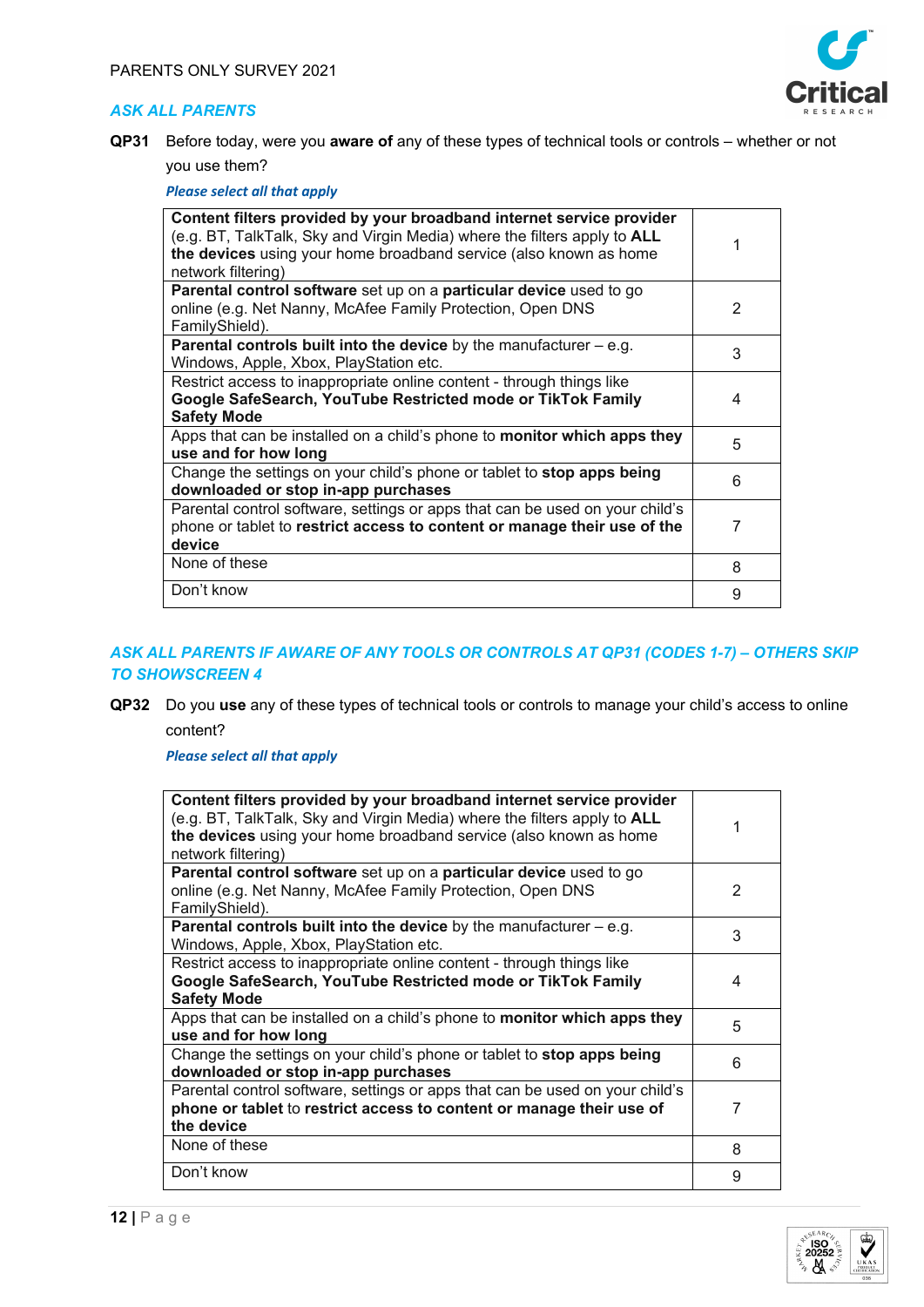*ASK ALL PARENTS*

**QP31** Before today, were you **aware of** any of these types of technical tools or controls – whether or not you use them?

*Please select all that apply*

| | |
|---|---|
| **Content filters provided by your broadband internet service provider** (e.g. BT, TalkTalk, Sky and Virgin Media) where the filters apply to **ALL the devices** using your home broadband service (also known as home network filtering) | 1 |
| **Parental control software** set up on a **particular device** used to go online (e.g. Net Nanny, McAfee Family Protection, Open DNS FamilyShield). | 2 |
| **Parental controls built into the device** by the manufacturer – e.g. Windows, Apple, Xbox, PlayStation etc. | 3 |
| Restrict access to inappropriate online content - through things like **Google SafeSearch, YouTube Restricted mode or TikTok Family Safety Mode** | 4 |
| Apps that can be installed on a child's phone to **monitor which apps they use and for how long** | 5 |
| Change the settings on your child's phone or tablet to **stop apps being downloaded or stop in-app purchases** | 6 |
| Parental control software, settings or apps that can be used on your child's phone or tablet to **restrict access to content or manage their use of the device** | 7 |
| None of these | 8 |
| Don't know | 9 |

*ASK ALL PARENTS IF AWARE OF ANY TOOLS OR CONTROLS AT QP31 (CODES 1-7) – OTHERS SKIP TO SHOWSCREEN 4*

**QP32** Do you **use** any of these types of technical tools or controls to manage your child's access to online content?

*Please select all that apply*

| | |
|---|---|
| **Content filters provided by your broadband internet service provider** (e.g. BT, TalkTalk, Sky and Virgin Media) where the filters apply to **ALL the devices** using your home broadband service (also known as home network filtering) | 1 |
| **Parental control software** set up on a **particular device** used to go online (e.g. Net Nanny, McAfee Family Protection, Open DNS FamilyShield). | 2 |
| **Parental controls built into the device** by the manufacturer – e.g. Windows, Apple, Xbox, PlayStation etc. | 3 |
| Restrict access to inappropriate online content - through things like **Google SafeSearch, YouTube Restricted mode or TikTok Family Safety Mode** | 4 |
| Apps that can be installed on a child's phone to **monitor which apps they use and for how long** | 5 |
| Change the settings on your child's phone or tablet to **stop apps being downloaded or stop in-app purchases** | 6 |
| Parental control software, settings or apps that can be used on your child's **phone or tablet** to **restrict access to content or manage their use of the device** | 7 |
| None of these | 8 |
| Don't know | 9 |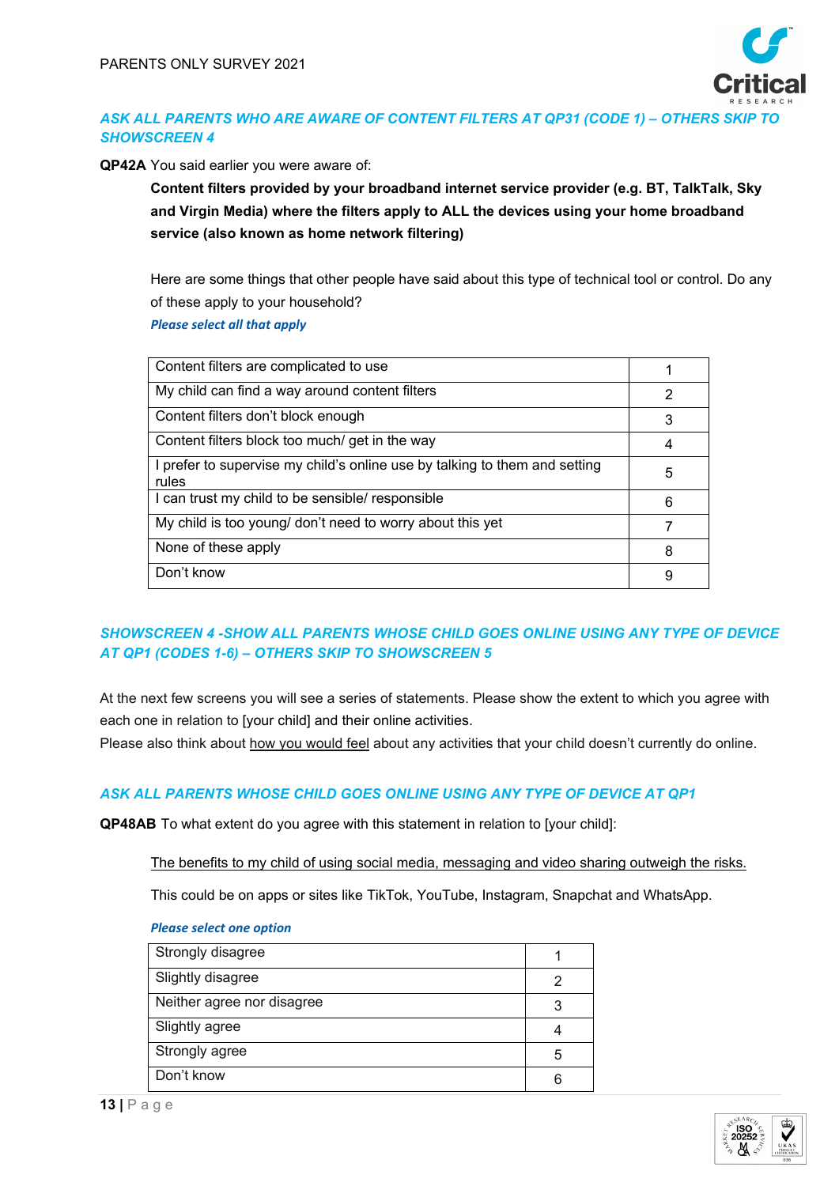*ASK ALL PARENTS WHO ARE AWARE OF CONTENT FILTERS AT QP31 (CODE 1) – OTHERS SKIP TO SHOWSCREEN 4*

**QP42A** You said earlier you were aware of:

**Content filters provided by your broadband internet service provider (e.g. BT, TalkTalk, Sky and Virgin Media) where the filters apply to ALL the devices using your home broadband service (also known as home network filtering)**

Here are some things that other people have said about this type of technical tool or control. Do any of these apply to your household?

*Please select all that apply*

| | |
|---|---|
| Content filters are complicated to use | 1 |
| My child can find a way around content filters | 2 |
| Content filters don't block enough | 3 |
| Content filters block too much/ get in the way | 4 |
| I prefer to supervise my child's online use by talking to them and setting rules | 5 |
| I can trust my child to be sensible/ responsible | 6 |
| My child is too young/ don't need to worry about this yet | 7 |
| None of these apply | 8 |
| Don't know | 9 |

*SHOWSCREEN 4 -SHOW ALL PARENTS WHOSE CHILD GOES ONLINE USING ANY TYPE OF DEVICE AT QP1 (CODES 1-6) – OTHERS SKIP TO SHOWSCREEN 5*

At the next few screens you will see a series of statements. Please show the extent to which you agree with each one in relation to [your child] and their online activities.
Please also think about how you would feel about any activities that your child doesn't currently do online.

*ASK ALL PARENTS WHOSE CHILD GOES ONLINE USING ANY TYPE OF DEVICE AT QP1*

**QP48AB** To what extent do you agree with this statement in relation to [your child]:

The benefits to my child of using social media, messaging and video sharing outweigh the risks.

This could be on apps or sites like TikTok, YouTube, Instagram, Snapchat and WhatsApp.

*Please select one option*

| | |
|---|---|
| Strongly disagree | 1 |
| Slightly disagree | 2 |
| Neither agree nor disagree | 3 |
| Slightly agree | 4 |
| Strongly agree | 5 |
| Don't know | 6 |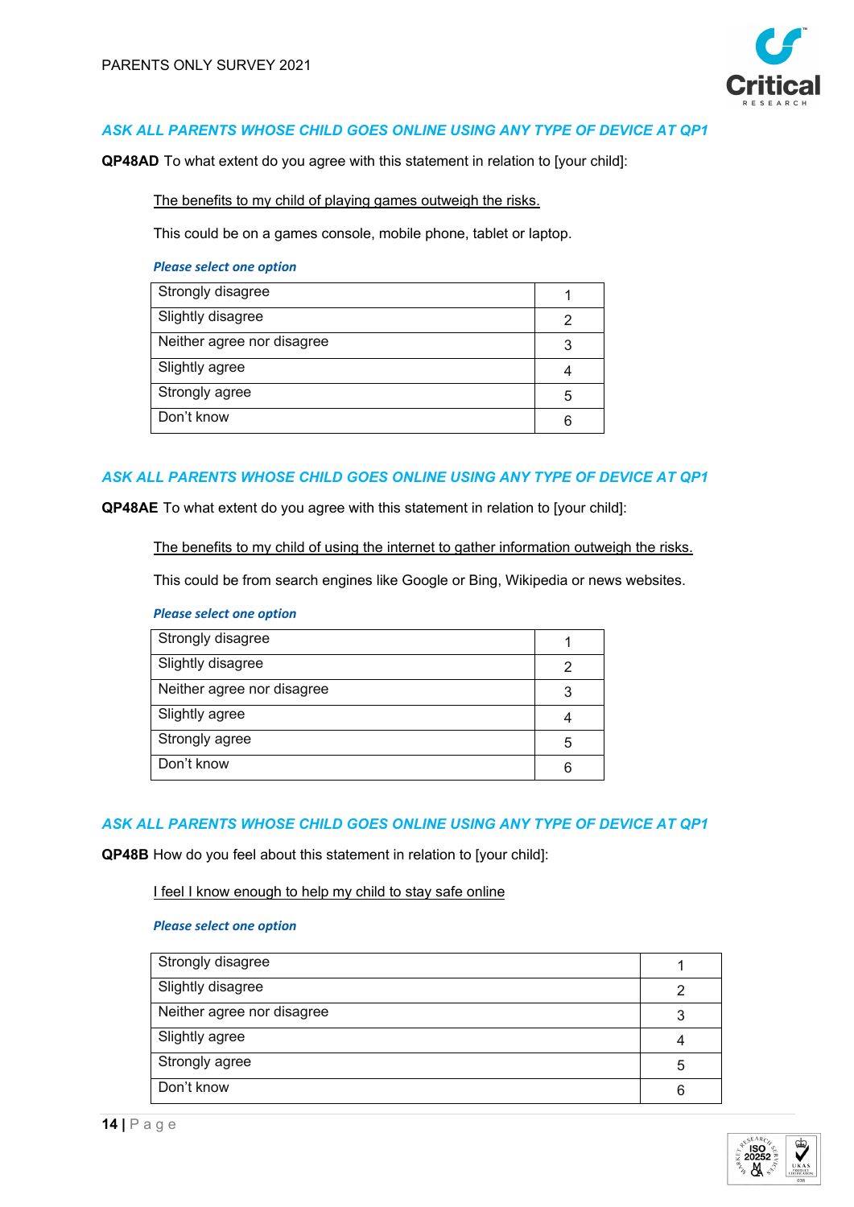*ASK ALL PARENTS WHOSE CHILD GOES ONLINE USING ANY TYPE OF DEVICE AT QP1*

**QP48AD** To what extent do you agree with this statement in relation to [your child]:

The benefits to my child of playing games outweigh the risks.

This could be on a games console, mobile phone, tablet or laptop.

***Please select one option***

| | |
|---|---|
| Strongly disagree | 1 |
| Slightly disagree | 2 |
| Neither agree nor disagree | 3 |
| Slightly agree | 4 |
| Strongly agree | 5 |
| Don't know | 6 |

*ASK ALL PARENTS WHOSE CHILD GOES ONLINE USING ANY TYPE OF DEVICE AT QP1*

**QP48AE** To what extent do you agree with this statement in relation to [your child]:

The benefits to my child of using the internet to gather information outweigh the risks.

This could be from search engines like Google or Bing, Wikipedia or news websites.

***Please select one option***

| | |
|---|---|
| Strongly disagree | 1 |
| Slightly disagree | 2 |
| Neither agree nor disagree | 3 |
| Slightly agree | 4 |
| Strongly agree | 5 |
| Don't know | 6 |

*ASK ALL PARENTS WHOSE CHILD GOES ONLINE USING ANY TYPE OF DEVICE AT QP1*

**QP48B** How do you feel about this statement in relation to [your child]:

I feel I know enough to help my child to stay safe online

***Please select one option***

| | |
|---|---|
| Strongly disagree | 1 |
| Slightly disagree | 2 |
| Neither agree nor disagree | 3 |
| Slightly agree | 4 |
| Strongly agree | 5 |
| Don't know | 6 |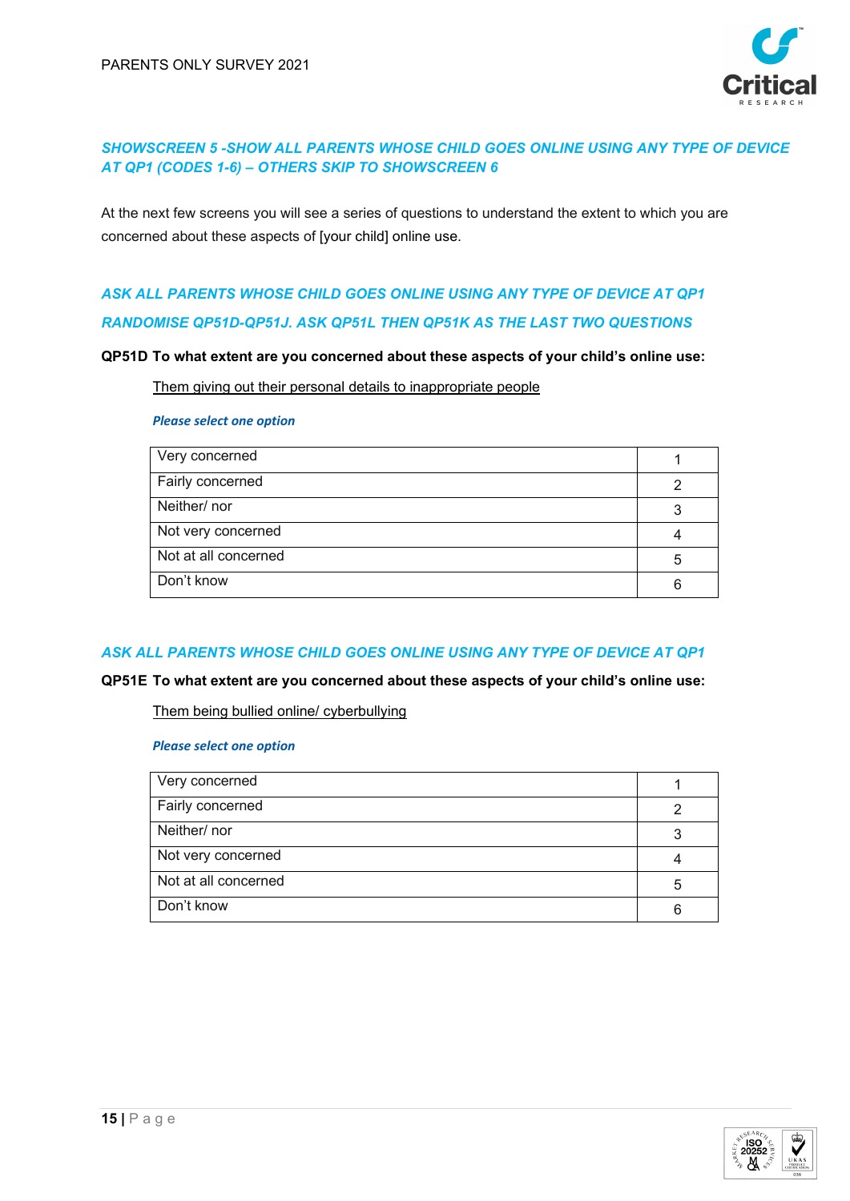***SHOWSCREEN 5 -SHOW ALL PARENTS WHOSE CHILD GOES ONLINE USING ANY TYPE OF DEVICE AT QP1 (CODES 1-6) – OTHERS SKIP TO SHOWSCREEN 6***

At the next few screens you will see a series of questions to understand the extent to which you are concerned about these aspects of [your child] online use.

***ASK ALL PARENTS WHOSE CHILD GOES ONLINE USING ANY TYPE OF DEVICE AT QP1***

***RANDOMISE QP51D-QP51J. ASK QP51L THEN QP51K AS THE LAST TWO QUESTIONS***

**QP51D To what extent are you concerned about these aspects of your child's online use:**

Them giving out their personal details to inappropriate people

***Please select one option***

| | |
|---|---|
| Very concerned | 1 |
| Fairly concerned | 2 |
| Neither/ nor | 3 |
| Not very concerned | 4 |
| Not at all concerned | 5 |
| Don't know | 6 |

***ASK ALL PARENTS WHOSE CHILD GOES ONLINE USING ANY TYPE OF DEVICE AT QP1***

**QP51E To what extent are you concerned about these aspects of your child's online use:**

Them being bullied online/ cyberbullying

***Please select one option***

| | |
|---|---|
| Very concerned | 1 |
| Fairly concerned | 2 |
| Neither/ nor | 3 |
| Not very concerned | 4 |
| Not at all concerned | 5 |
| Don't know | 6 |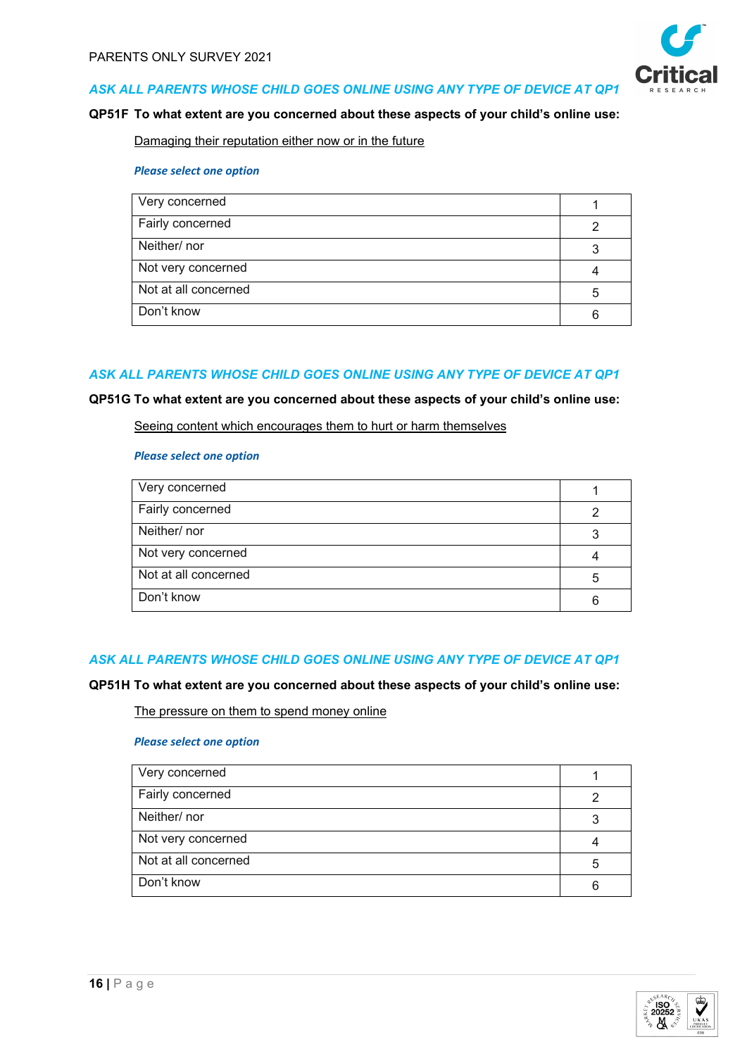*ASK ALL PARENTS WHOSE CHILD GOES ONLINE USING ANY TYPE OF DEVICE AT QP1*

**QP51F To what extent are you concerned about these aspects of your child's online use:**

Damaging their reputation either now or in the future

*Please select one option*

| | |
|---|---|
| Very concerned | 1 |
| Fairly concerned | 2 |
| Neither/ nor | 3 |
| Not very concerned | 4 |
| Not at all concerned | 5 |
| Don't know | 6 |

*ASK ALL PARENTS WHOSE CHILD GOES ONLINE USING ANY TYPE OF DEVICE AT QP1*

**QP51G To what extent are you concerned about these aspects of your child's online use:**

Seeing content which encourages them to hurt or harm themselves

*Please select one option*

| | |
|---|---|
| Very concerned | 1 |
| Fairly concerned | 2 |
| Neither/ nor | 3 |
| Not very concerned | 4 |
| Not at all concerned | 5 |
| Don't know | 6 |

*ASK ALL PARENTS WHOSE CHILD GOES ONLINE USING ANY TYPE OF DEVICE AT QP1*

**QP51H To what extent are you concerned about these aspects of your child's online use:**

The pressure on them to spend money online

*Please select one option*

| | |
|---|---|
| Very concerned | 1 |
| Fairly concerned | 2 |
| Neither/ nor | 3 |
| Not very concerned | 4 |
| Not at all concerned | 5 |
| Don't know | 6 |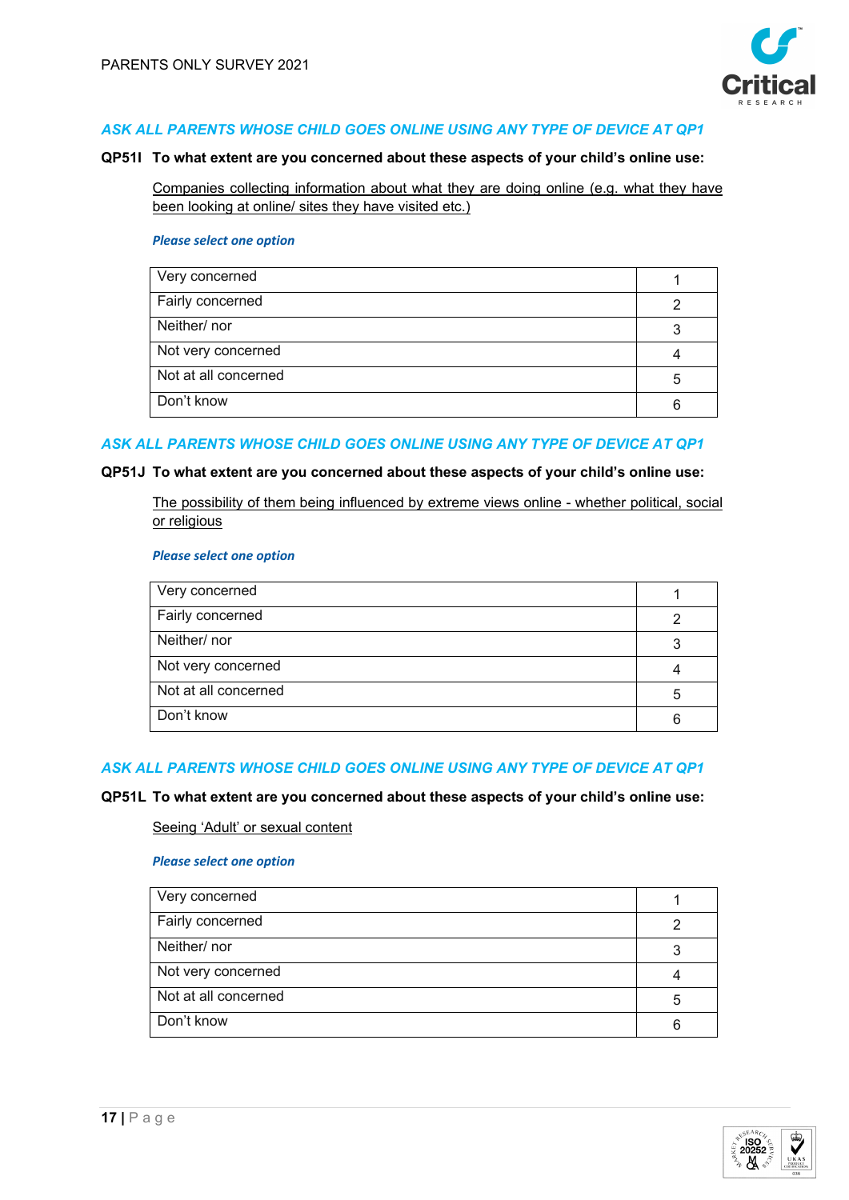*ASK ALL PARENTS WHOSE CHILD GOES ONLINE USING ANY TYPE OF DEVICE AT QP1*

**QP51I To what extent are you concerned about these aspects of your child's online use:**

Companies collecting information about what they are doing online (e.g. what they have been looking at online/ sites they have visited etc.)

***Please select one option***

| | |
|---|---|
| Very concerned | 1 |
| Fairly concerned | 2 |
| Neither/ nor | 3 |
| Not very concerned | 4 |
| Not at all concerned | 5 |
| Don't know | 6 |

*ASK ALL PARENTS WHOSE CHILD GOES ONLINE USING ANY TYPE OF DEVICE AT QP1*

**QP51J To what extent are you concerned about these aspects of your child's online use:**

The possibility of them being influenced by extreme views online - whether political, social or religious

***Please select one option***

| | |
|---|---|
| Very concerned | 1 |
| Fairly concerned | 2 |
| Neither/ nor | 3 |
| Not very concerned | 4 |
| Not at all concerned | 5 |
| Don't know | 6 |

*ASK ALL PARENTS WHOSE CHILD GOES ONLINE USING ANY TYPE OF DEVICE AT QP1*

**QP51L To what extent are you concerned about these aspects of your child's online use:**

Seeing 'Adult' or sexual content

***Please select one option***

| | |
|---|---|
| Very concerned | 1 |
| Fairly concerned | 2 |
| Neither/ nor | 3 |
| Not very concerned | 4 |
| Not at all concerned | 5 |
| Don't know | 6 |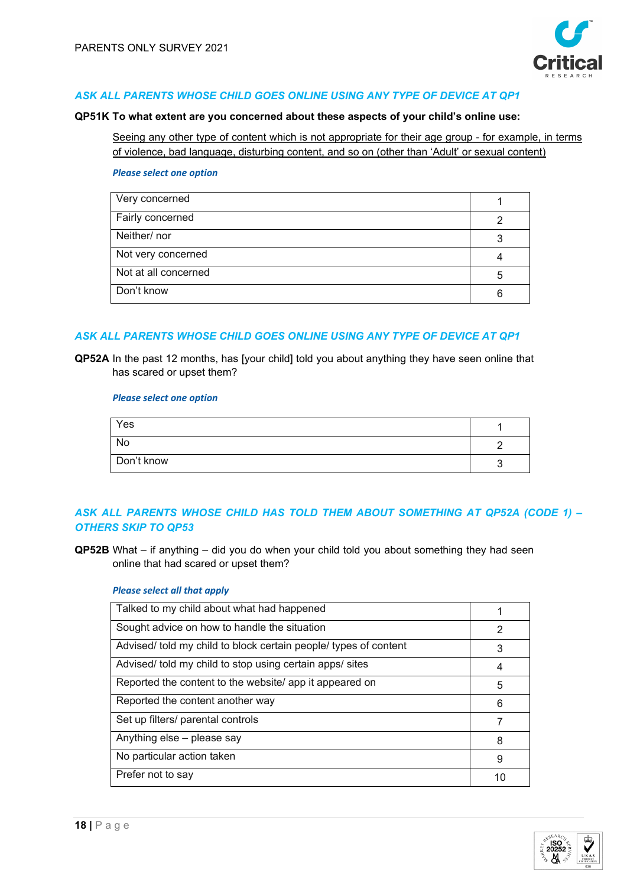*ASK ALL PARENTS WHOSE CHILD GOES ONLINE USING ANY TYPE OF DEVICE AT QP1*

**QP51K To what extent are you concerned about these aspects of your child's online use:**

Seeing any other type of content which is not appropriate for their age group - for example, in terms of violence, bad language, disturbing content, and so on (other than 'Adult' or sexual content)

***Please select one option***

| | |
|---|---|
| Very concerned | 1 |
| Fairly concerned | 2 |
| Neither/ nor | 3 |
| Not very concerned | 4 |
| Not at all concerned | 5 |
| Don't know | 6 |

*ASK ALL PARENTS WHOSE CHILD GOES ONLINE USING ANY TYPE OF DEVICE AT QP1*

**QP52A** In the past 12 months, has [your child] told you about anything they have seen online that has scared or upset them?

***Please select one option***

| | |
|---|---|
| Yes | 1 |
| No | 2 |
| Don't know | 3 |

*ASK ALL PARENTS WHOSE CHILD HAS TOLD THEM ABOUT SOMETHING AT QP52A (CODE 1) – OTHERS SKIP TO QP53*

**QP52B** What – if anything – did you do when your child told you about something they had seen online that had scared or upset them?

***Please select all that apply***

| | |
|---|---|
| Talked to my child about what had happened | 1 |
| Sought advice on how to handle the situation | 2 |
| Advised/ told my child to block certain people/ types of content | 3 |
| Advised/ told my child to stop using certain apps/ sites | 4 |
| Reported the content to the website/ app it appeared on | 5 |
| Reported the content another way | 6 |
| Set up filters/ parental controls | 7 |
| Anything else – please say | 8 |
| No particular action taken | 9 |
| Prefer not to say | 10 |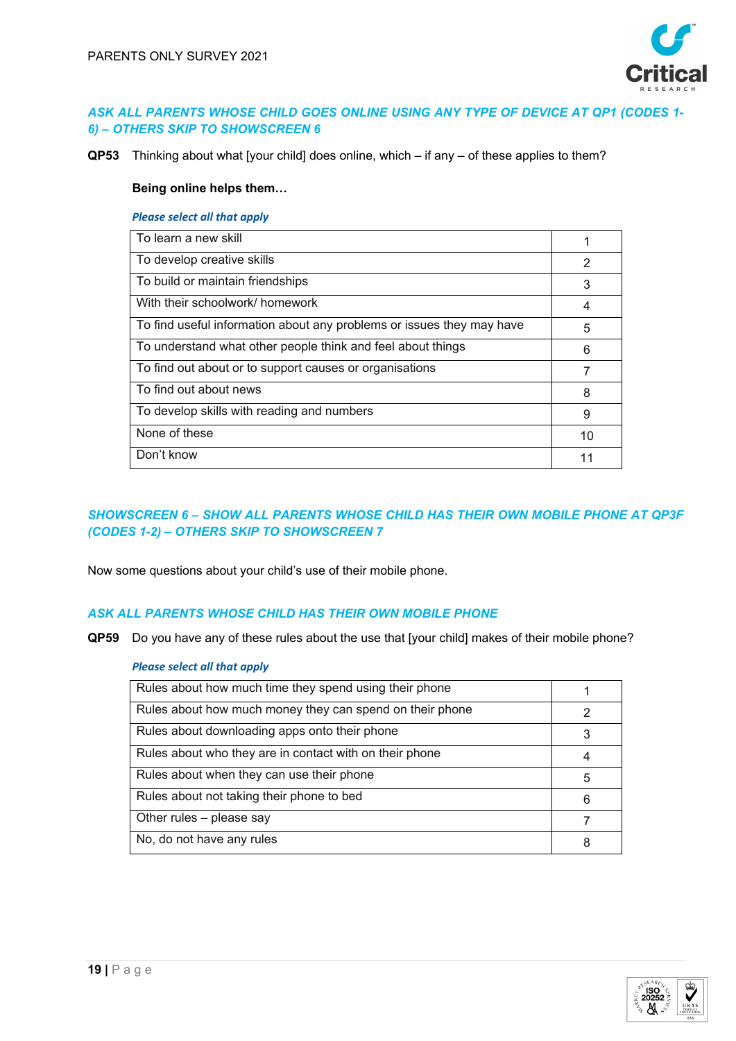***ASK ALL PARENTS WHOSE CHILD GOES ONLINE USING ANY TYPE OF DEVICE AT QP1 (CODES 1-6) – OTHERS SKIP TO SHOWSCREEN 6***

**QP53** Thinking about what [your child] does online, which – if any – of these applies to them?

**Being online helps them…**

***Please select all that apply***

| | |
|---|---|
| To learn a new skill | 1 |
| To develop creative skills | 2 |
| To build or maintain friendships | 3 |
| With their schoolwork/ homework | 4 |
| To find useful information about any problems or issues they may have | 5 |
| To understand what other people think and feel about things | 6 |
| To find out about or to support causes or organisations | 7 |
| To find out about news | 8 |
| To develop skills with reading and numbers | 9 |
| None of these | 10 |
| Don't know | 11 |

***SHOWSCREEN 6 – SHOW ALL PARENTS WHOSE CHILD HAS THEIR OWN MOBILE PHONE AT QP3F (CODES 1-2) – OTHERS SKIP TO SHOWSCREEN 7***

Now some questions about your child's use of their mobile phone.

***ASK ALL PARENTS WHOSE CHILD HAS THEIR OWN MOBILE PHONE***

**QP59** Do you have any of these rules about the use that [your child] makes of their mobile phone?

***Please select all that apply***

| | |
|---|---|
| Rules about how much time they spend using their phone | 1 |
| Rules about how much money they can spend on their phone | 2 |
| Rules about downloading apps onto their phone | 3 |
| Rules about who they are in contact with on their phone | 4 |
| Rules about when they can use their phone | 5 |
| Rules about not taking their phone to bed | 6 |
| Other rules – please say | 7 |
| No, do not have any rules | 8 |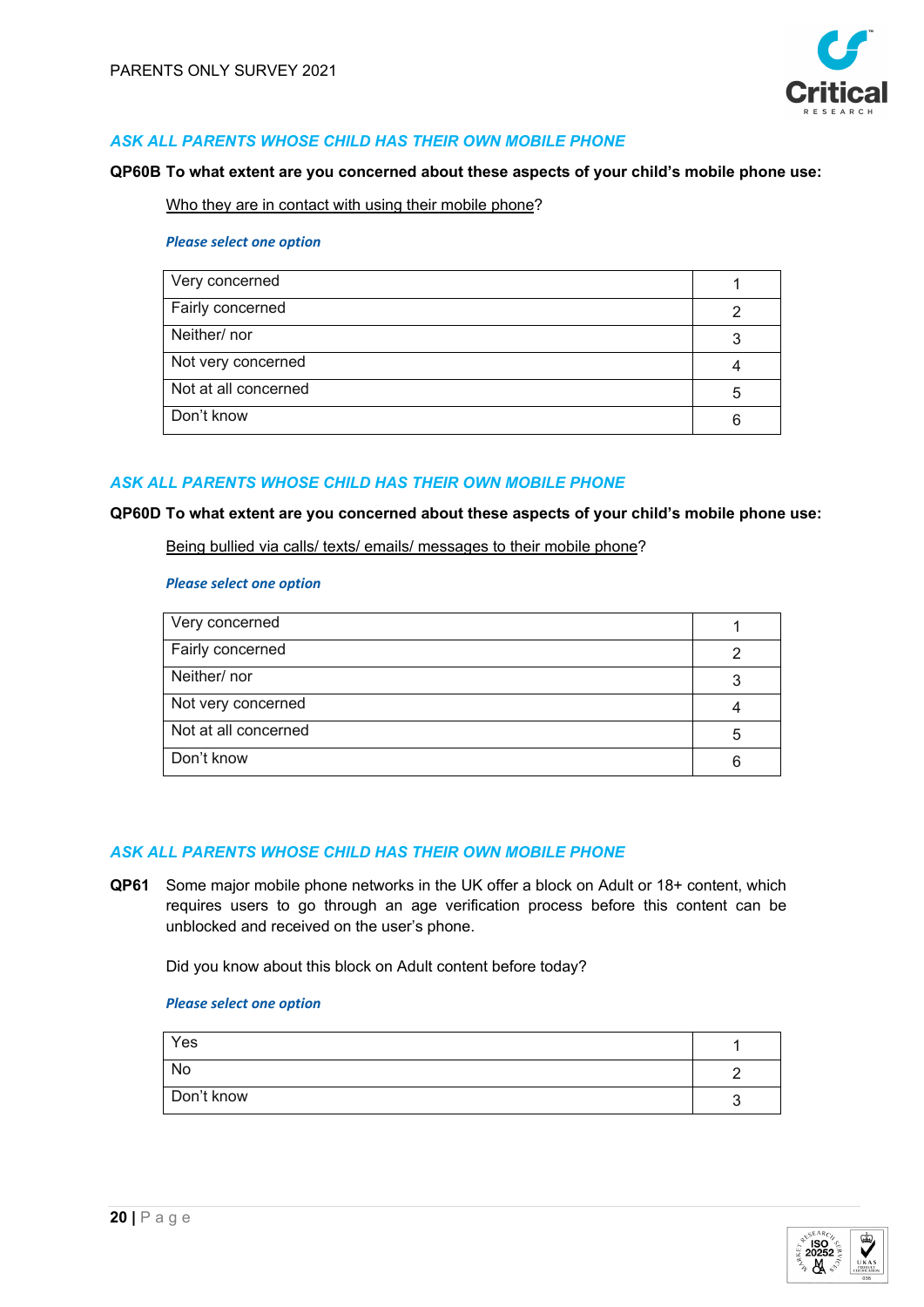*ASK ALL PARENTS WHOSE CHILD HAS THEIR OWN MOBILE PHONE*

**QP60B To what extent are you concerned about these aspects of your child's mobile phone use:**

Who they are in contact with using their mobile phone?

***Please select one option***

| | |
|---|---|
| Very concerned | 1 |
| Fairly concerned | 2 |
| Neither/ nor | 3 |
| Not very concerned | 4 |
| Not at all concerned | 5 |
| Don't know | 6 |

*ASK ALL PARENTS WHOSE CHILD HAS THEIR OWN MOBILE PHONE*

**QP60D To what extent are you concerned about these aspects of your child's mobile phone use:**

Being bullied via calls/ texts/ emails/ messages to their mobile phone?

***Please select one option***

| | |
|---|---|
| Very concerned | 1 |
| Fairly concerned | 2 |
| Neither/ nor | 3 |
| Not very concerned | 4 |
| Not at all concerned | 5 |
| Don't know | 6 |

*ASK ALL PARENTS WHOSE CHILD HAS THEIR OWN MOBILE PHONE*

**QP61** Some major mobile phone networks in the UK offer a block on Adult or 18+ content, which requires users to go through an age verification process before this content can be unblocked and received on the user's phone.

Did you know about this block on Adult content before today?

***Please select one option***

| | |
|---|---|
| Yes | 1 |
| No | 2 |
| Don't know | 3 |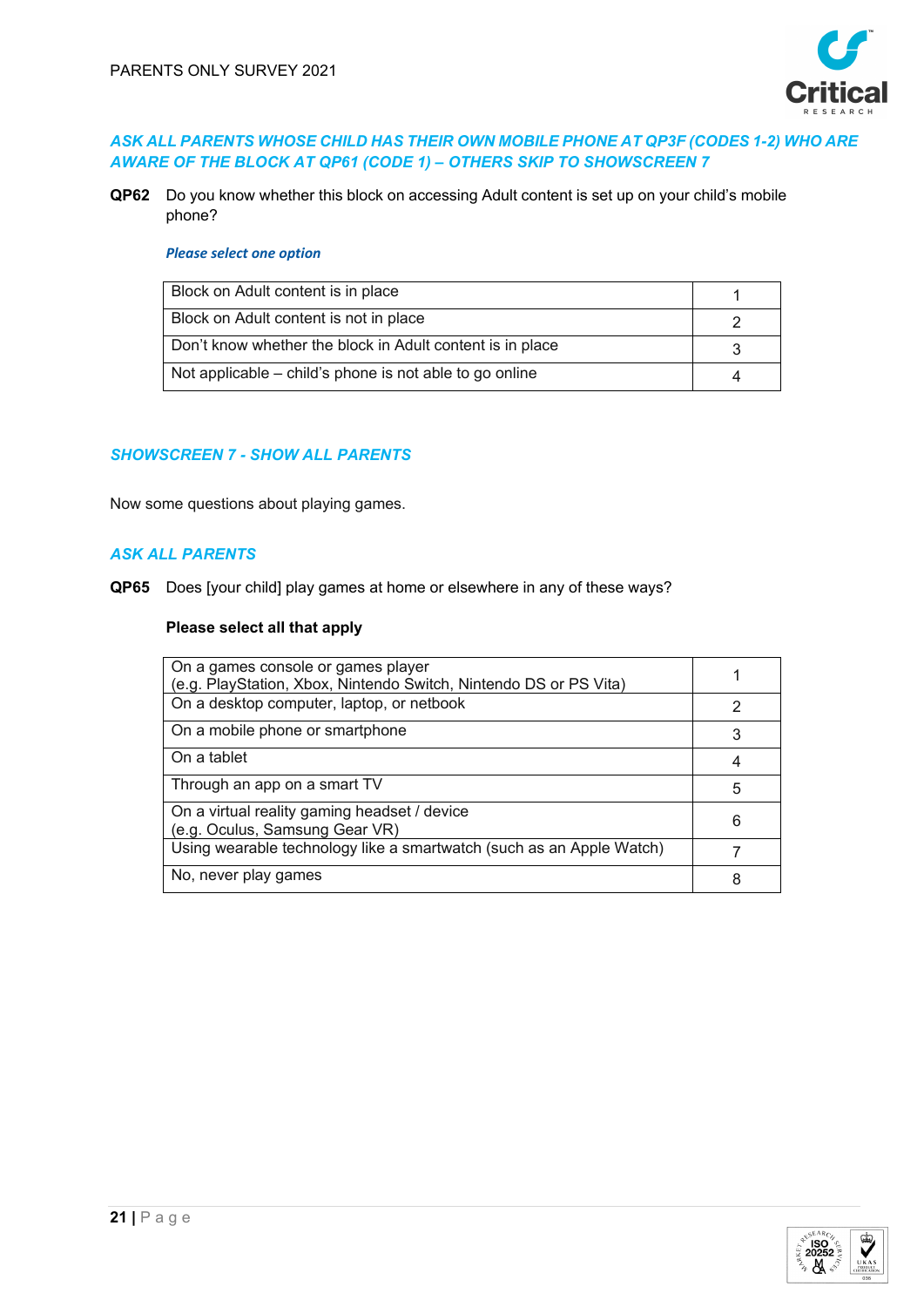***ASK ALL PARENTS WHOSE CHILD HAS THEIR OWN MOBILE PHONE AT QP3F (CODES 1-2) WHO ARE AWARE OF THE BLOCK AT QP61 (CODE 1) – OTHERS SKIP TO SHOWSCREEN 7***

**QP62** Do you know whether this block on accessing Adult content is set up on your child's mobile phone?

***Please select one option***

| | |
|---|---|
| Block on Adult content is in place | 1 |
| Block on Adult content is not in place | 2 |
| Don't know whether the block in Adult content is in place | 3 |
| Not applicable – child's phone is not able to go online | 4 |

***SHOWSCREEN 7 - SHOW ALL PARENTS***

Now some questions about playing games.

***ASK ALL PARENTS***

**QP65** Does [your child] play games at home or elsewhere in any of these ways?

**Please select all that apply**

| | |
|---|---|
| On a games console or games player (e.g. PlayStation, Xbox, Nintendo Switch, Nintendo DS or PS Vita) | 1 |
| On a desktop computer, laptop, or netbook | 2 |
| On a mobile phone or smartphone | 3 |
| On a tablet | 4 |
| Through an app on a smart TV | 5 |
| On a virtual reality gaming headset / device (e.g. Oculus, Samsung Gear VR) | 6 |
| Using wearable technology like a smartwatch (such as an Apple Watch) | 7 |
| No, never play games | 8 |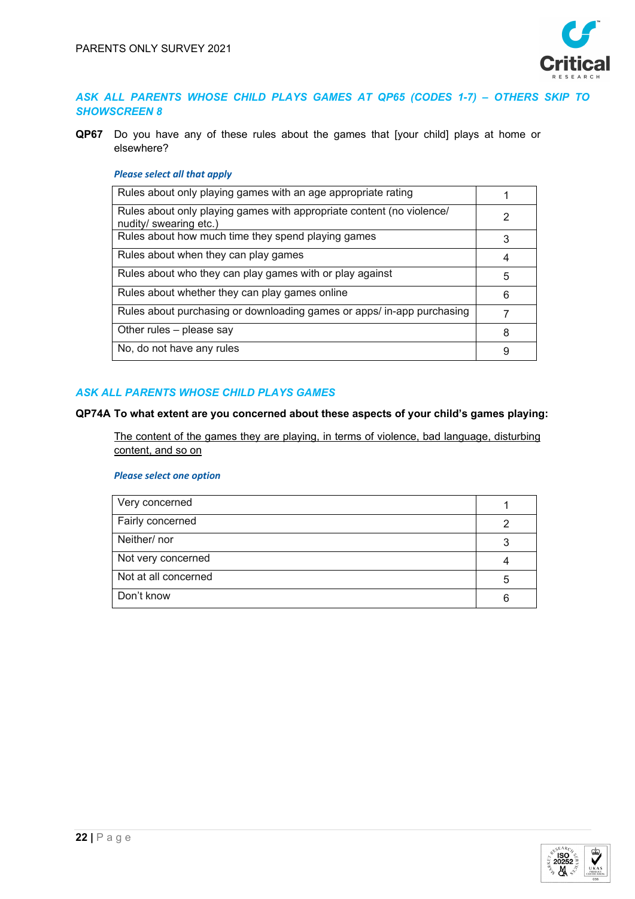*ASK ALL PARENTS WHOSE CHILD PLAYS GAMES AT QP65 (CODES 1-7) – OTHERS SKIP TO SHOWSCREEN 8*

**QP67** Do you have any of these rules about the games that [your child] plays at home or elsewhere?

*Please select all that apply*

| | |
|---|---|
| Rules about only playing games with an age appropriate rating | 1 |
| Rules about only playing games with appropriate content (no violence/ nudity/ swearing etc.) | 2 |
| Rules about how much time they spend playing games | 3 |
| Rules about when they can play games | 4 |
| Rules about who they can play games with or play against | 5 |
| Rules about whether they can play games online | 6 |
| Rules about purchasing or downloading games or apps/ in-app purchasing | 7 |
| Other rules – please say | 8 |
| No, do not have any rules | 9 |

*ASK ALL PARENTS WHOSE CHILD PLAYS GAMES*

**QP74A To what extent are you concerned about these aspects of your child's games playing:**

<u>The content of the games they are playing, in terms of violence, bad language, disturbing content, and so on</u>

*Please select one option*

| | |
|---|---|
| Very concerned | 1 |
| Fairly concerned | 2 |
| Neither/ nor | 3 |
| Not very concerned | 4 |
| Not at all concerned | 5 |
| Don't know | 6 |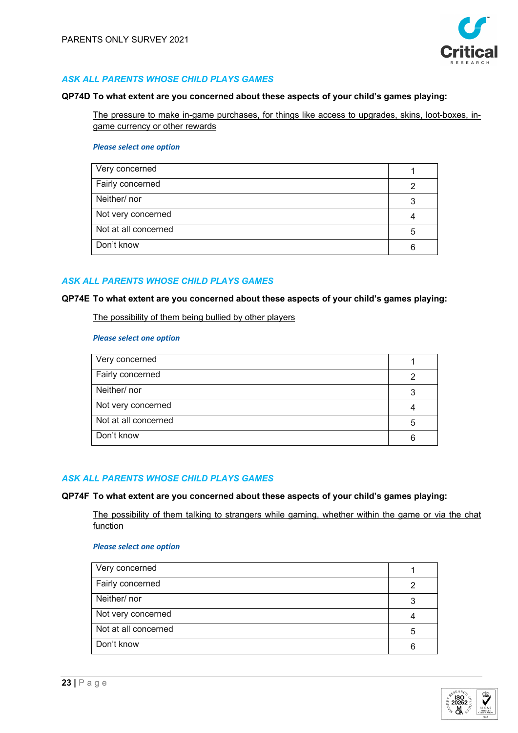*ASK ALL PARENTS WHOSE CHILD PLAYS GAMES*

**QP74D To what extent are you concerned about these aspects of your child's games playing:**

The pressure to make in-game purchases, for things like access to upgrades, skins, loot-boxes, in-game currency or other rewards

***Please select one option***

| | |
|---|---|
| Very concerned | 1 |
| Fairly concerned | 2 |
| Neither/ nor | 3 |
| Not very concerned | 4 |
| Not at all concerned | 5 |
| Don't know | 6 |

*ASK ALL PARENTS WHOSE CHILD PLAYS GAMES*

**QP74E To what extent are you concerned about these aspects of your child's games playing:**

The possibility of them being bullied by other players

***Please select one option***

| | |
|---|---|
| Very concerned | 1 |
| Fairly concerned | 2 |
| Neither/ nor | 3 |
| Not very concerned | 4 |
| Not at all concerned | 5 |
| Don't know | 6 |

*ASK ALL PARENTS WHOSE CHILD PLAYS GAMES*

**QP74F To what extent are you concerned about these aspects of your child's games playing:**

The possibility of them talking to strangers while gaming, whether within the game or via the chat function

***Please select one option***

| | |
|---|---|
| Very concerned | 1 |
| Fairly concerned | 2 |
| Neither/ nor | 3 |
| Not very concerned | 4 |
| Not at all concerned | 5 |
| Don't know | 6 |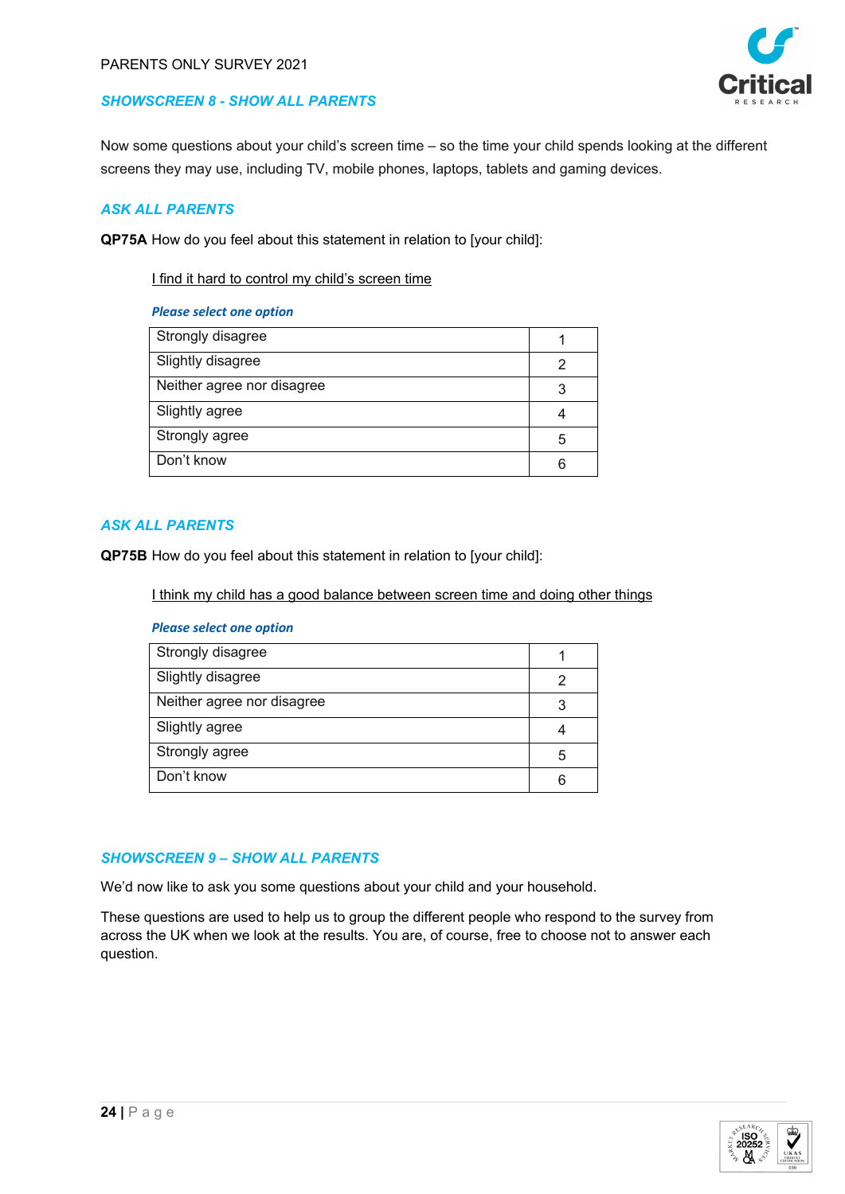### *SHOWSCREEN 8 - SHOW ALL PARENTS*

Now some questions about your child's screen time – so the time your child spends looking at the different screens they may use, including TV, mobile phones, laptops, tablets and gaming devices.

### *ASK ALL PARENTS*

**QP75A** How do you feel about this statement in relation to [your child]:

I find it hard to control my child's screen time

***Please select one option***

| | |
|---|---|
| Strongly disagree | 1 |
| Slightly disagree | 2 |
| Neither agree nor disagree | 3 |
| Slightly agree | 4 |
| Strongly agree | 5 |
| Don't know | 6 |

### *ASK ALL PARENTS*

**QP75B** How do you feel about this statement in relation to [your child]:

I think my child has a good balance between screen time and doing other things

***Please select one option***

| | |
|---|---|
| Strongly disagree | 1 |
| Slightly disagree | 2 |
| Neither agree nor disagree | 3 |
| Slightly agree | 4 |
| Strongly agree | 5 |
| Don't know | 6 |

### *SHOWSCREEN 9 – SHOW ALL PARENTS*

We'd now like to ask you some questions about your child and your household.

These questions are used to help us to group the different people who respond to the survey from across the UK when we look at the results. You are, of course, free to choose not to answer each question.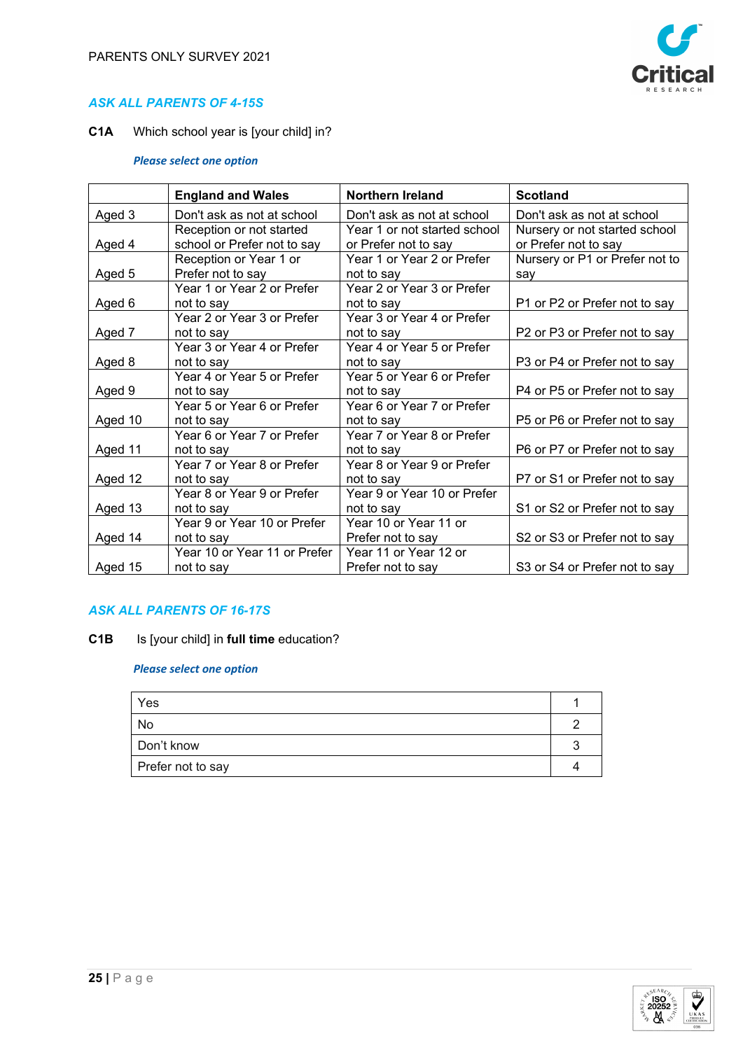*ASK ALL PARENTS OF 4-15S*

**C1A** Which school year is [your child] in?

*Please select one option*

| | England and Wales | Northern Ireland | Scotland |
|---|---|---|---|
| Aged 3 | Don't ask as not at school | Don't ask as not at school | Don't ask as not at school |
| Aged 4 | Reception or not started school or Prefer not to say | Year 1 or not started school or Prefer not to say | Nursery or not started school or Prefer not to say |
| Aged 5 | Reception or Year 1 or Prefer not to say | Year 1 or Year 2 or Prefer not to say | Nursery or P1 or Prefer not to say |
| Aged 6 | Year 1 or Year 2 or Prefer not to say | Year 2 or Year 3 or Prefer not to say | P1 or P2 or Prefer not to say |
| Aged 7 | Year 2 or Year 3 or Prefer not to say | Year 3 or Year 4 or Prefer not to say | P2 or P3 or Prefer not to say |
| Aged 8 | Year 3 or Year 4 or Prefer not to say | Year 4 or Year 5 or Prefer not to say | P3 or P4 or Prefer not to say |
| Aged 9 | Year 4 or Year 5 or Prefer not to say | Year 5 or Year 6 or Prefer not to say | P4 or P5 or Prefer not to say |
| Aged 10 | Year 5 or Year 6 or Prefer not to say | Year 6 or Year 7 or Prefer not to say | P5 or P6 or Prefer not to say |
| Aged 11 | Year 6 or Year 7 or Prefer not to say | Year 7 or Year 8 or Prefer not to say | P6 or P7 or Prefer not to say |
| Aged 12 | Year 7 or Year 8 or Prefer not to say | Year 8 or Year 9 or Prefer not to say | P7 or S1 or Prefer not to say |
| Aged 13 | Year 8 or Year 9 or Prefer not to say | Year 9 or Year 10 or Prefer not to say | S1 or S2 or Prefer not to say |
| Aged 14 | Year 9 or Year 10 or Prefer not to say | Year 10 or Year 11 or Prefer not to say | S2 or S3 or Prefer not to say |
| Aged 15 | Year 10 or Year 11 or Prefer not to say | Year 11 or Year 12 or Prefer not to say | S3 or S4 or Prefer not to say |

*ASK ALL PARENTS OF 16-17S*

**C1B** Is [your child] in **full time** education?

*Please select one option*

| | |
|---|---|
| Yes | 1 |
| No | 2 |
| Don't know | 3 |
| Prefer not to say | 4 |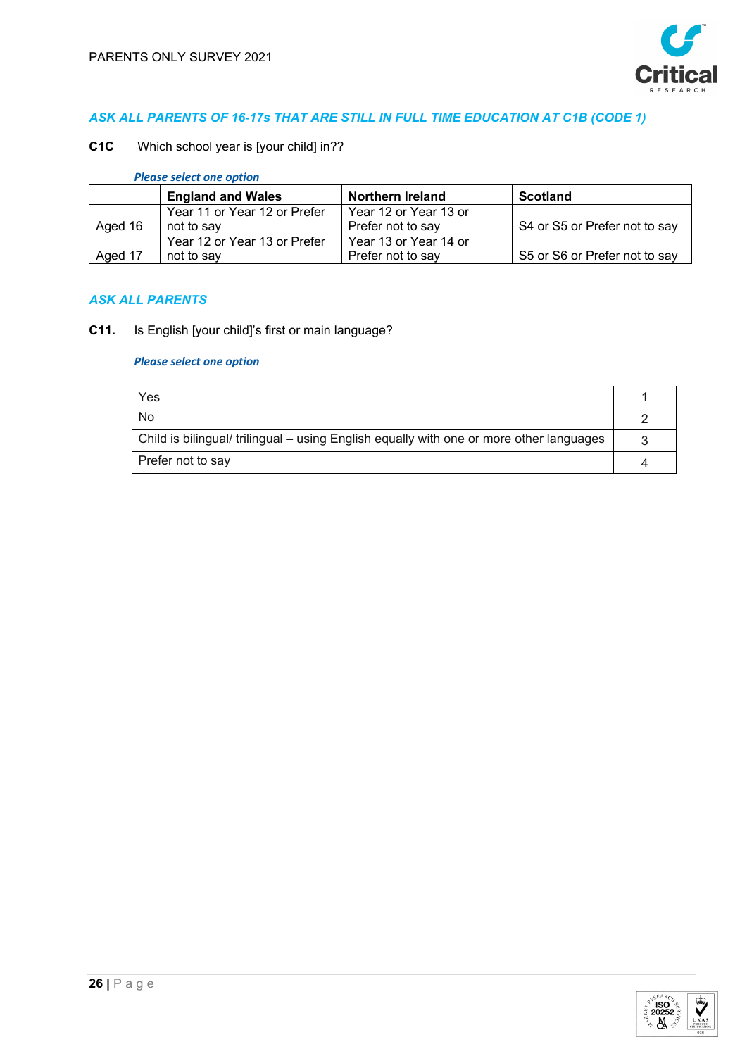*ASK ALL PARENTS OF 16-17s THAT ARE STILL IN FULL TIME EDUCATION AT C1B (CODE 1)*

**C1C** Which school year is [your child] in??

*Please select one option*

| | England and Wales | Northern Ireland | Scotland |
|---|---|---|---|
| Aged 16 | Year 11 or Year 12 or Prefer not to say | Year 12 or Year 13 or Prefer not to say | S4 or S5 or Prefer not to say |
| Aged 17 | Year 12 or Year 13 or Prefer not to say | Year 13 or Year 14 or Prefer not to say | S5 or S6 or Prefer not to say |

*ASK ALL PARENTS*

**C11.** Is English [your child]'s first or main language?

*Please select one option*

| | |
|---|---|
| Yes | 1 |
| No | 2 |
| Child is bilingual/ trilingual – using English equally with one or more other languages | 3 |
| Prefer not to say | 4 |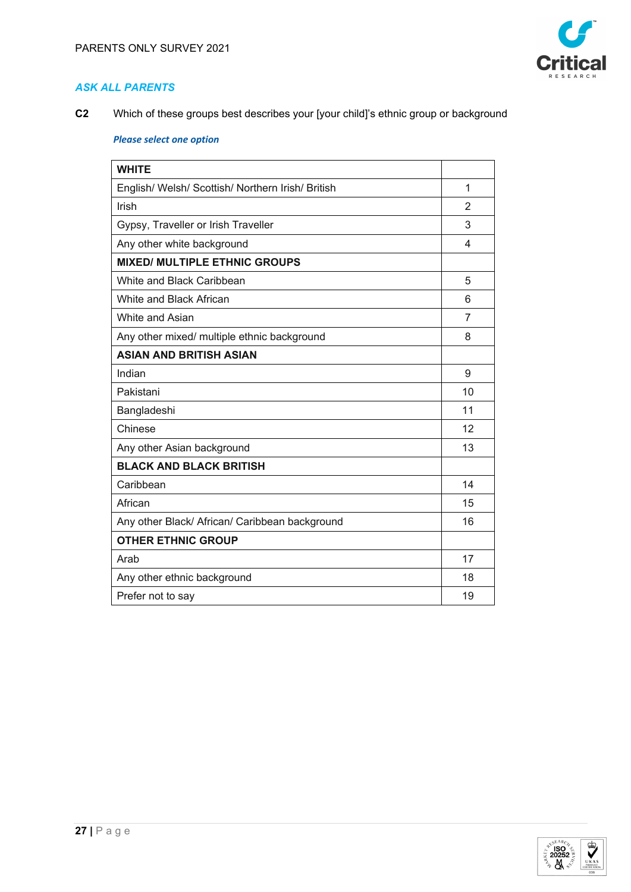*ASK ALL PARENTS*

**C2** Which of these groups best describes your [your child]'s ethnic group or background

***Please select one option***

| **WHITE** | |
|---|---|
| English/ Welsh/ Scottish/ Northern Irish/ British | 1 |
| Irish | 2 |
| Gypsy, Traveller or Irish Traveller | 3 |
| Any other white background | 4 |
| **MIXED/ MULTIPLE ETHNIC GROUPS** | |
| White and Black Caribbean | 5 |
| White and Black African | 6 |
| White and Asian | 7 |
| Any other mixed/ multiple ethnic background | 8 |
| **ASIAN AND BRITISH ASIAN** | |
| Indian | 9 |
| Pakistani | 10 |
| Bangladeshi | 11 |
| Chinese | 12 |
| Any other Asian background | 13 |
| **BLACK AND BLACK BRITISH** | |
| Caribbean | 14 |
| African | 15 |
| Any other Black/ African/ Caribbean background | 16 |
| **OTHER ETHNIC GROUP** | |
| Arab | 17 |
| Any other ethnic background | 18 |
| Prefer not to say | 19 |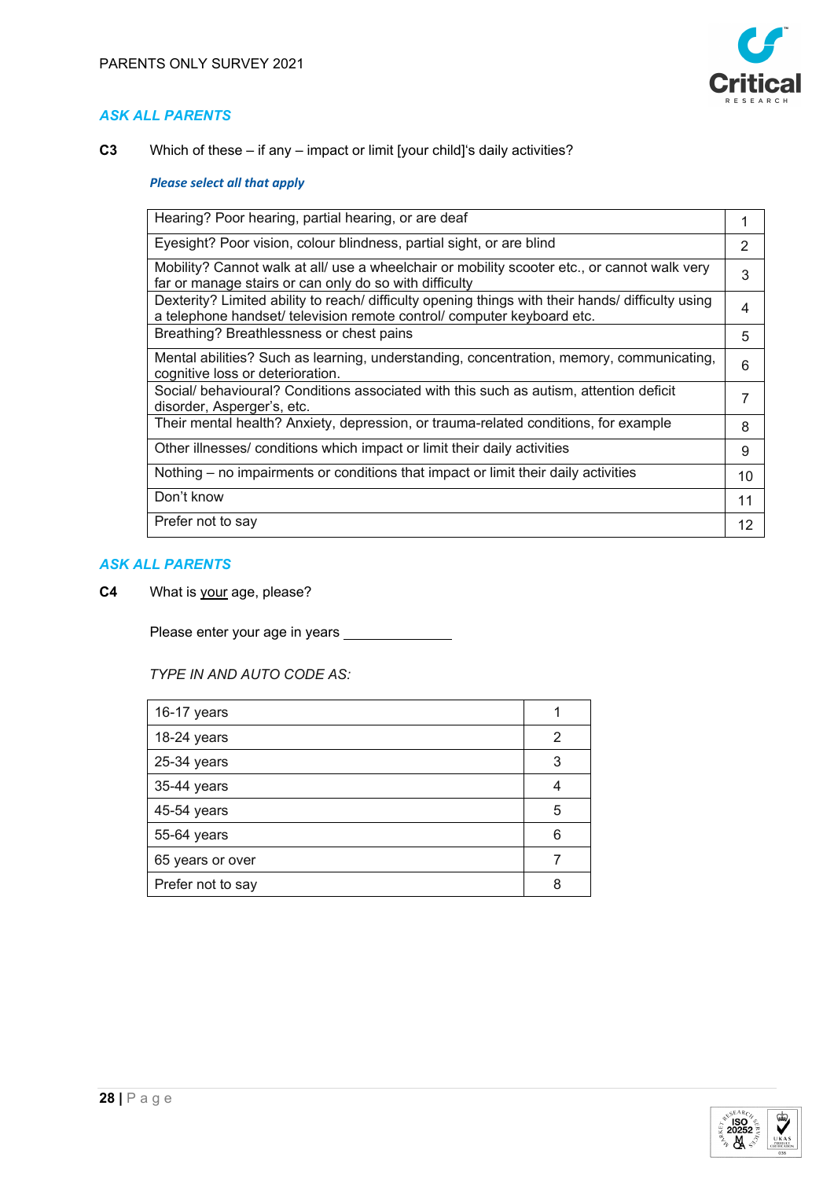*ASK ALL PARENTS*

**C3** Which of these – if any – impact or limit [your child]'s daily activities?

***Please select all that apply***

| | |
|---|---|
| Hearing? Poor hearing, partial hearing, or are deaf | 1 |
| Eyesight? Poor vision, colour blindness, partial sight, or are blind | 2 |
| Mobility? Cannot walk at all/ use a wheelchair or mobility scooter etc., or cannot walk very far or manage stairs or can only do so with difficulty | 3 |
| Dexterity? Limited ability to reach/ difficulty opening things with their hands/ difficulty using a telephone handset/ television remote control/ computer keyboard etc. | 4 |
| Breathing? Breathlessness or chest pains | 5 |
| Mental abilities? Such as learning, understanding, concentration, memory, communicating, cognitive loss or deterioration. | 6 |
| Social/ behavioural? Conditions associated with this such as autism, attention deficit disorder, Asperger's, etc. | 7 |
| Their mental health? Anxiety, depression, or trauma-related conditions, for example | 8 |
| Other illnesses/ conditions which impact or limit their daily activities | 9 |
| Nothing – no impairments or conditions that impact or limit their daily activities | 10 |
| Don't know | 11 |
| Prefer not to say | 12 |

*ASK ALL PARENTS*

**C4** What is your age, please?

Please enter your age in years ______________

*TYPE IN AND AUTO CODE AS:*

| | |
|---|---|
| 16-17 years | 1 |
| 18-24 years | 2 |
| 25-34 years | 3 |
| 35-44 years | 4 |
| 45-54 years | 5 |
| 55-64 years | 6 |
| 65 years or over | 7 |
| Prefer not to say | 8 |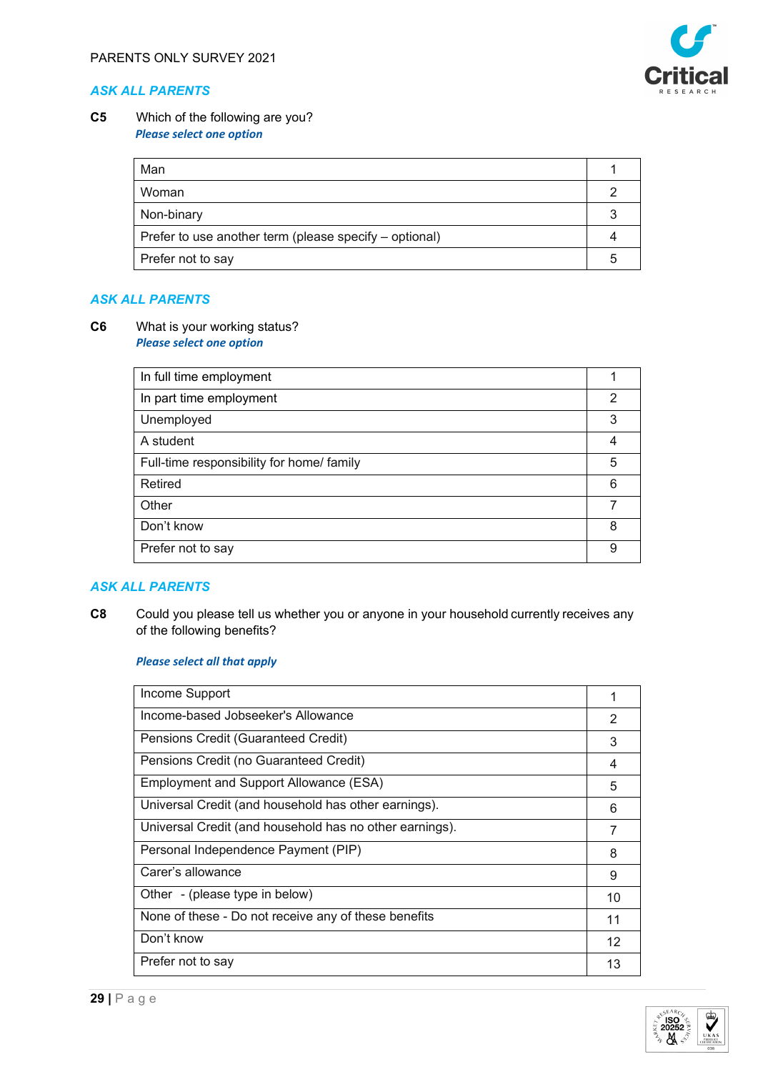PARENTS ONLY SURVEY 2021

***ASK ALL PARENTS***

**C5** Which of the following are you?

***Please select one option***

| | |
|---|---|
| Man | 1 |
| Woman | 2 |
| Non-binary | 3 |
| Prefer to use another term (please specify – optional) | 4 |
| Prefer not to say | 5 |

***ASK ALL PARENTS***

**C6** What is your working status?

***Please select one option***

| | |
|---|---|
| In full time employment | 1 |
| In part time employment | 2 |
| Unemployed | 3 |
| A student | 4 |
| Full-time responsibility for home/ family | 5 |
| Retired | 6 |
| Other | 7 |
| Don't know | 8 |
| Prefer not to say | 9 |

***ASK ALL PARENTS***

**C8** Could you please tell us whether you or anyone in your household currently receives any of the following benefits?

***Please select all that apply***

| | |
|---|---|
| Income Support | 1 |
| Income-based Jobseeker's Allowance | 2 |
| Pensions Credit (Guaranteed Credit) | 3 |
| Pensions Credit (no Guaranteed Credit) | 4 |
| Employment and Support Allowance (ESA) | 5 |
| Universal Credit (and household has other earnings). | 6 |
| Universal Credit (and household has no other earnings). | 7 |
| Personal Independence Payment (PIP) | 8 |
| Carer's allowance | 9 |
| Other - (please type in below) | 10 |
| None of these - Do not receive any of these benefits | 11 |
| Don't know | 12 |
| Prefer not to say | 13 |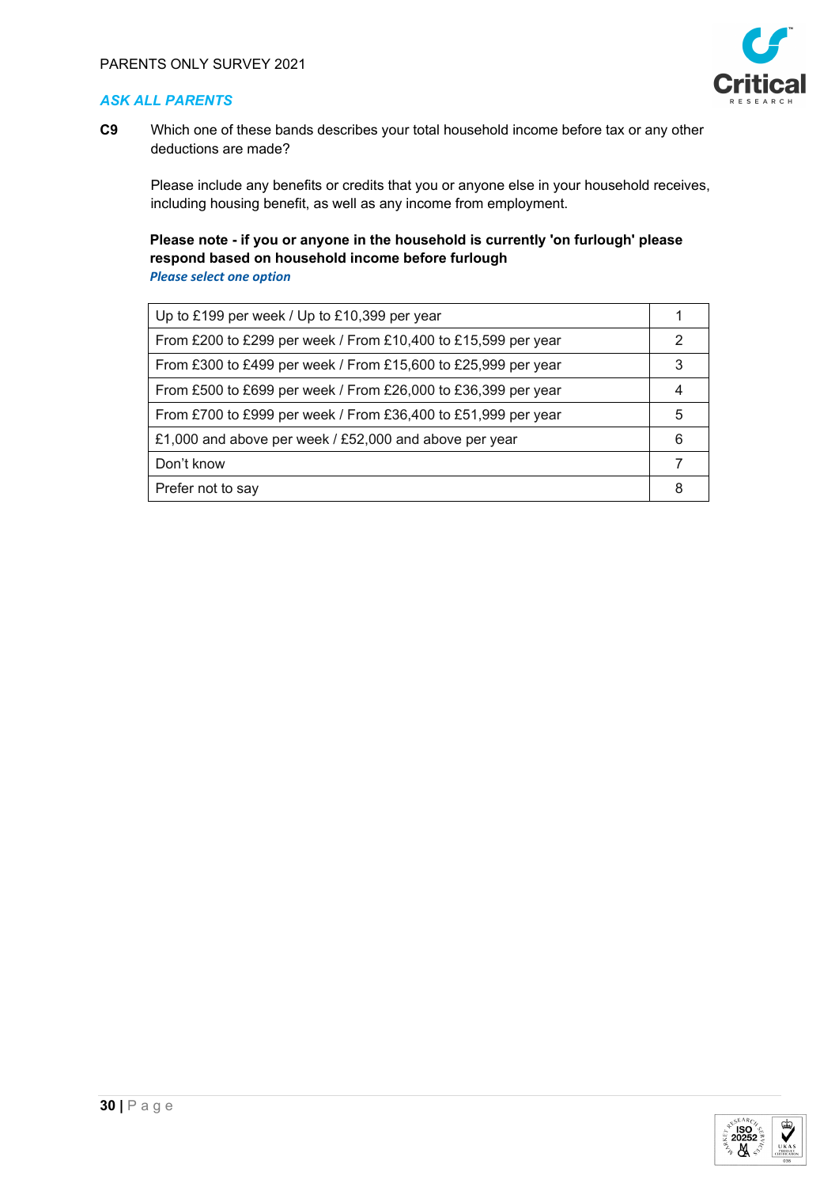*ASK ALL PARENTS*

**C9** Which one of these bands describes your total household income before tax or any other deductions are made?

Please include any benefits or credits that you or anyone else in your household receives, including housing benefit, as well as any income from employment.

**Please note - if you or anyone in the household is currently 'on furlough' please respond based on household income before furlough**

***Please select one option***

| | |
|---|---|
| Up to £199 per week / Up to £10,399 per year | 1 |
| From £200 to £299 per week / From £10,400 to £15,599 per year | 2 |
| From £300 to £499 per week / From £15,600 to £25,999 per year | 3 |
| From £500 to £699 per week / From £26,000 to £36,399 per year | 4 |
| From £700 to £999 per week / From £36,400 to £51,999 per year | 5 |
| £1,000 and above per week / £52,000 and above per year | 6 |
| Don't know | 7 |
| Prefer not to say | 8 |